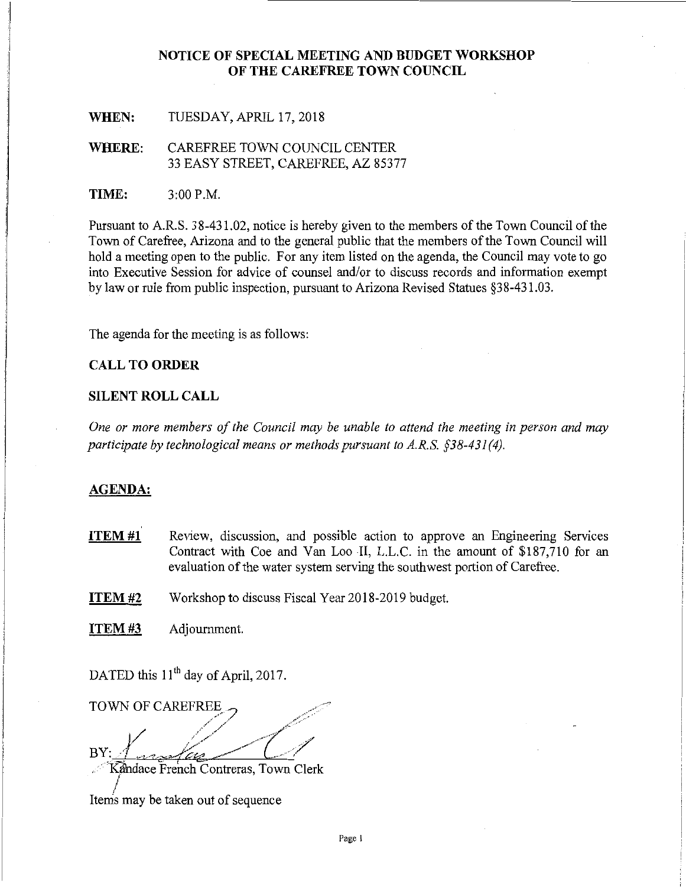# NOTICE OF SPECIAL MEETING AND BUDGET WORKSHOP OF THE CAREFREE TOWN COUNCIL

**WHEN:** TUESDAY, APRIL 17, 2018

**WHERE:** CAREFREE TOWN COUNCIL CENTER
33 EASY STREET, CAREFREE, AZ 85377

**TIME:** 3:00 P.M.

Pursuant to A.R.S. 38-431.02, notice is hereby given to the members of the Town Council of the Town of Carefree, Arizona and to the general public that the members of the Town Council will hold a meeting open to the public. For any item listed on the agenda, the Council may vote to go into Executive Session for advice of counsel and/or to discuss records and information exempt by law or rule from public inspection, pursuant to Arizona Revised Statues §38-431.03.

The agenda for the meeting is as follows:

**CALL TO ORDER**

**SILENT ROLL CALL**

*One or more members of the Council may be unable to attend the meeting in person and may participate by technological means or methods pursuant to A.R.S. §38-431(4).*

**AGENDA:**

**ITEM #1** Review, discussion, and possible action to approve an Engineering Services Contract with Coe and Van Loo II, L.L.C. in the amount of $187,710 for an evaluation of the water system serving the southwest portion of Carefree.

**ITEM #2** Workshop to discuss Fiscal Year 2018-2019 budget.

**ITEM #3** Adjournment.

DATED this 11th day of April, 2017.

TOWN OF CAREFREE

BY: ______________________
Kandace French Contreras, Town Clerk

Items may be taken out of sequence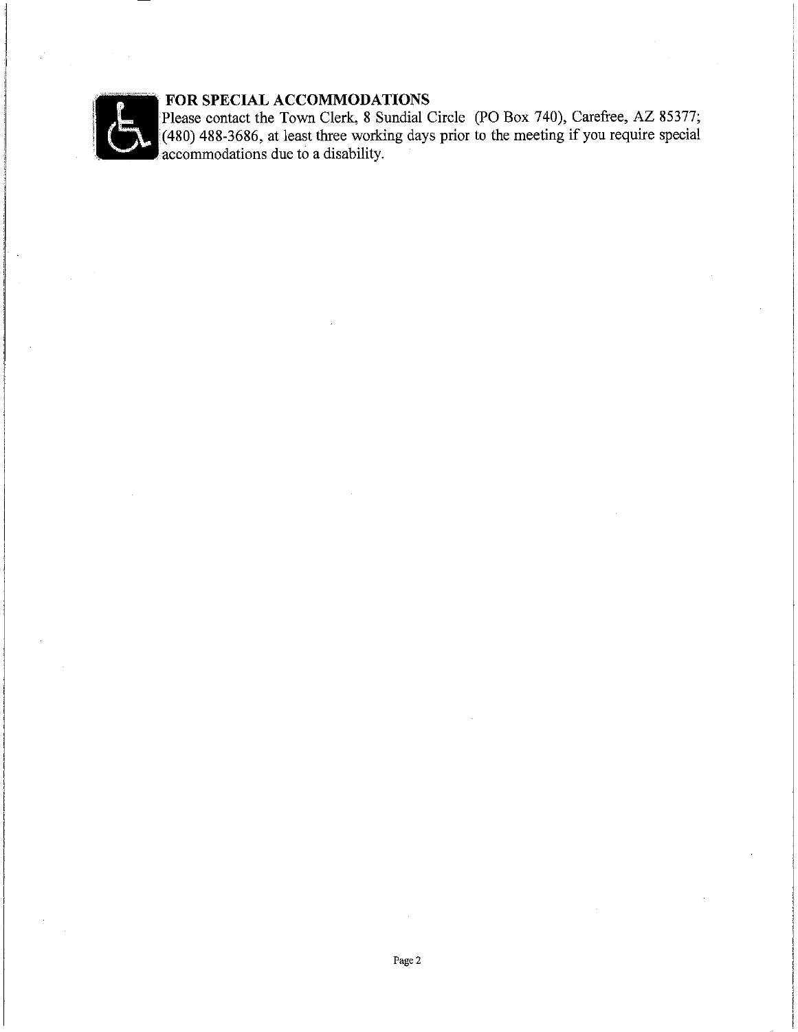**FOR SPECIAL ACCOMMODATIONS**

Please contact the Town Clerk, 8 Sundial Circle (PO Box 740), Carefree, AZ 85377; (480) 488-3686, at least three working days prior to the meeting if you require special accommodations due to a disability.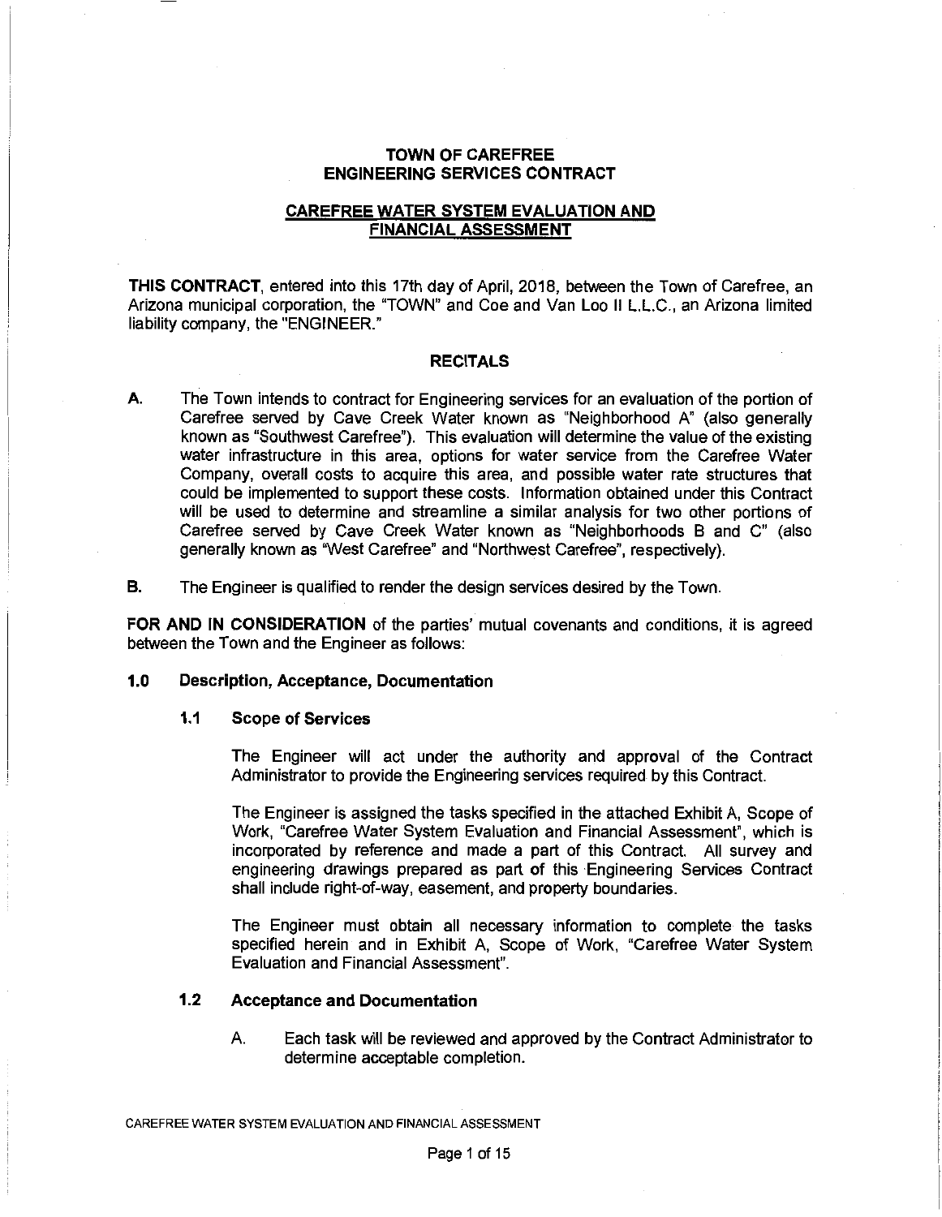# TOWN OF CAREFREE
# ENGINEERING SERVICES CONTRACT

## CAREFREE WATER SYSTEM EVALUATION AND FINANCIAL ASSESSMENT

**THIS CONTRACT**, entered into this 17th day of April, 2018, between the Town of Carefree, an Arizona municipal corporation, the "TOWN" and Coe and Van Loo II L.L.C., an Arizona limited liability company, the "ENGINEER."

## RECITALS

**A.** The Town intends to contract for Engineering services for an evaluation of the portion of Carefree served by Cave Creek Water known as "Neighborhood A" (also generally known as "Southwest Carefree"). This evaluation will determine the value of the existing water infrastructure in this area, options for water service from the Carefree Water Company, overall costs to acquire this area, and possible water rate structures that could be implemented to support these costs. Information obtained under this Contract will be used to determine and streamline a similar analysis for two other portions of Carefree served by Cave Creek Water known as "Neighborhoods B and C" (also generally known as "West Carefree" and "Northwest Carefree", respectively).

**B.** The Engineer is qualified to render the design services desired by the Town.

**FOR AND IN CONSIDERATION** of the parties' mutual covenants and conditions, it is agreed between the Town and the Engineer as follows:

### 1.0 Description, Acceptance, Documentation

#### 1.1 Scope of Services

The Engineer will act under the authority and approval of the Contract Administrator to provide the Engineering services required by this Contract.

The Engineer is assigned the tasks specified in the attached Exhibit A, Scope of Work, "Carefree Water System Evaluation and Financial Assessment", which is incorporated by reference and made a part of this Contract. All survey and engineering drawings prepared as part of this Engineering Services Contract shall include right-of-way, easement, and property boundaries.

The Engineer must obtain all necessary information to complete the tasks specified herein and in Exhibit A, Scope of Work, "Carefree Water System Evaluation and Financial Assessment".

#### 1.2 Acceptance and Documentation

A. Each task will be reviewed and approved by the Contract Administrator to determine acceptable completion.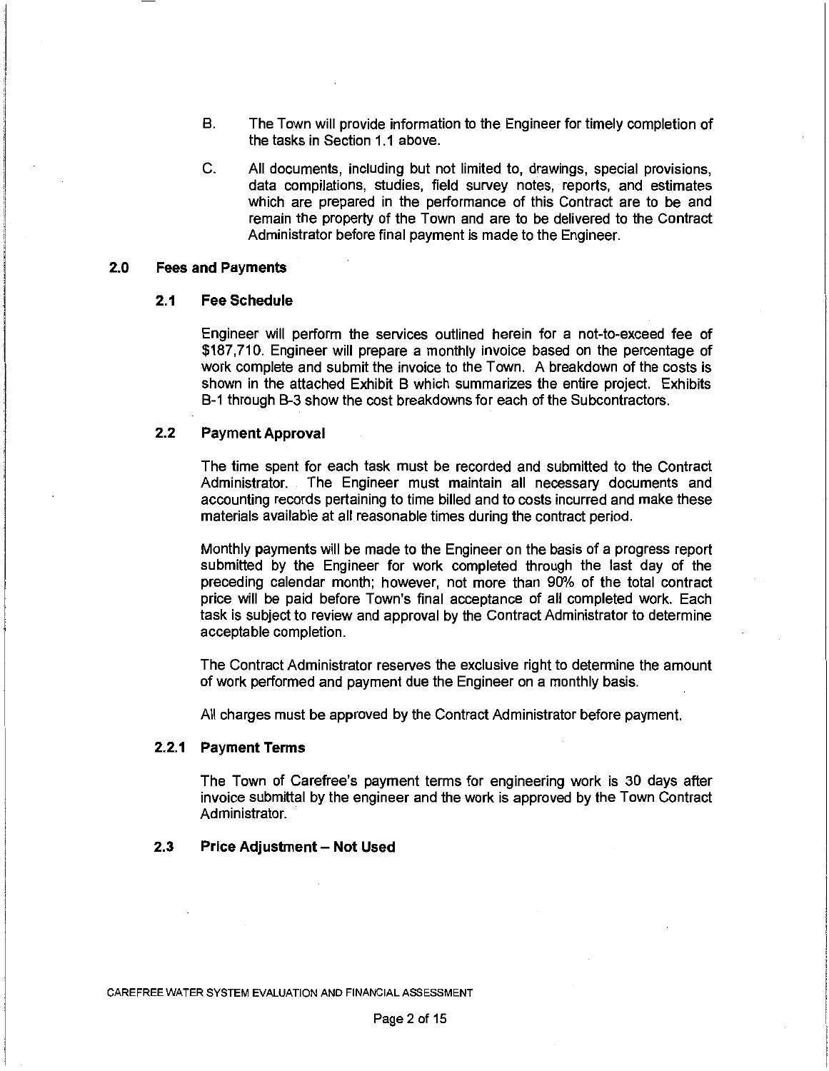B. The Town will provide information to the Engineer for timely completion of the tasks in Section 1.1 above.

C. All documents, including but not limited to, drawings, special provisions, data compilations, studies, field survey notes, reports, and estimates which are prepared in the performance of this Contract are to be and remain the property of the Town and are to be delivered to the Contract Administrator before final payment is made to the Engineer.

## 2.0 Fees and Payments

### 2.1 Fee Schedule

Engineer will perform the services outlined herein for a not-to-exceed fee of $187,710. Engineer will prepare a monthly invoice based on the percentage of work complete and submit the invoice to the Town. A breakdown of the costs is shown in the attached Exhibit B which summarizes the entire project. Exhibits B-1 through B-3 show the cost breakdowns for each of the Subcontractors.

### 2.2 Payment Approval

The time spent for each task must be recorded and submitted to the Contract Administrator. The Engineer must maintain all necessary documents and accounting records pertaining to time billed and to costs incurred and make these materials available at all reasonable times during the contract period.

Monthly payments will be made to the Engineer on the basis of a progress report submitted by the Engineer for work completed through the last day of the preceding calendar month; however, not more than 90% of the total contract price will be paid before Town's final acceptance of all completed work. Each task is subject to review and approval by the Contract Administrator to determine acceptable completion.

The Contract Administrator reserves the exclusive right to determine the amount of work performed and payment due the Engineer on a monthly basis.

All charges must be approved by the Contract Administrator before payment.

### 2.2.1 Payment Terms

The Town of Carefree's payment terms for engineering work is 30 days after invoice submittal by the engineer and the work is approved by the Town Contract Administrator.

### 2.3 Price Adjustment – Not Used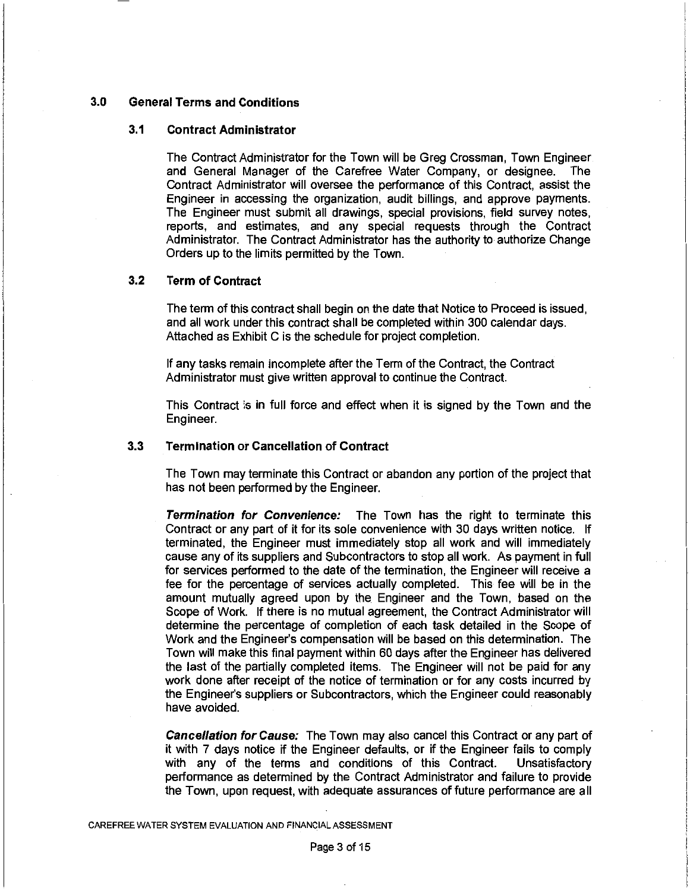## 3.0 General Terms and Conditions

### 3.1 Contract Administrator

The Contract Administrator for the Town will be Greg Crossman, Town Engineer and General Manager of the Carefree Water Company, or designee. The Contract Administrator will oversee the performance of this Contract, assist the Engineer in accessing the organization, audit billings, and approve payments. The Engineer must submit all drawings, special provisions, field survey notes, reports, and estimates, and any special requests through the Contract Administrator. The Contract Administrator has the authority to authorize Change Orders up to the limits permitted by the Town.

### 3.2 Term of Contract

The term of this contract shall begin on the date that Notice to Proceed is issued, and all work under this contract shall be completed within 300 calendar days. Attached as Exhibit C is the schedule for project completion.

If any tasks remain incomplete after the Term of the Contract, the Contract Administrator must give written approval to continue the Contract.

This Contract is in full force and effect when it is signed by the Town and the Engineer.

### 3.3 Termination or Cancellation of Contract

The Town may terminate this Contract or abandon any portion of the project that has not been performed by the Engineer.

***Termination for Convenience:*** The Town has the right to terminate this Contract or any part of it for its sole convenience with 30 days written notice. If terminated, the Engineer must immediately stop all work and will immediately cause any of its suppliers and Subcontractors to stop all work. As payment in full for services performed to the date of the termination, the Engineer will receive a fee for the percentage of services actually completed. This fee will be in the amount mutually agreed upon by the Engineer and the Town, based on the Scope of Work. If there is no mutual agreement, the Contract Administrator will determine the percentage of completion of each task detailed in the Scope of Work and the Engineer's compensation will be based on this determination. The Town will make this final payment within 60 days after the Engineer has delivered the last of the partially completed items. The Engineer will not be paid for any work done after receipt of the notice of termination or for any costs incurred by the Engineer's suppliers or Subcontractors, which the Engineer could reasonably have avoided.

***Cancellation for Cause:*** The Town may also cancel this Contract or any part of it with 7 days notice if the Engineer defaults, or if the Engineer fails to comply with any of the terms and conditions of this Contract. Unsatisfactory performance as determined by the Contract Administrator and failure to provide the Town, upon request, with adequate assurances of future performance are all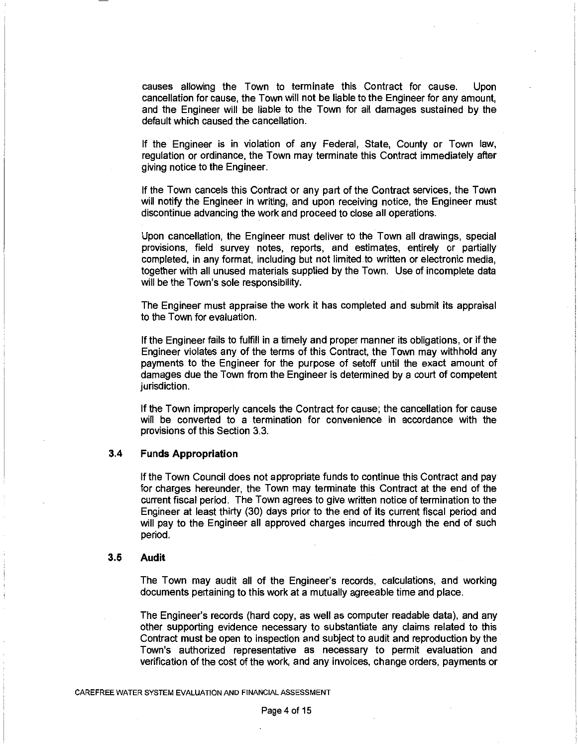causes allowing the Town to terminate this Contract for cause. Upon cancellation for cause, the Town will not be liable to the Engineer for any amount, and the Engineer will be liable to the Town for all damages sustained by the default which caused the cancellation.

If the Engineer is in violation of any Federal, State, County or Town law, regulation or ordinance, the Town may terminate this Contract immediately after giving notice to the Engineer.

If the Town cancels this Contract or any part of the Contract services, the Town will notify the Engineer in writing, and upon receiving notice, the Engineer must discontinue advancing the work and proceed to close all operations.

Upon cancellation, the Engineer must deliver to the Town all drawings, special provisions, field survey notes, reports, and estimates, entirely or partially completed, in any format, including but not limited to written or electronic media, together with all unused materials supplied by the Town. Use of incomplete data will be the Town's sole responsibility.

The Engineer must appraise the work it has completed and submit its appraisal to the Town for evaluation.

If the Engineer fails to fulfill in a timely and proper manner its obligations, or if the Engineer violates any of the terms of this Contract, the Town may withhold any payments to the Engineer for the purpose of setoff until the exact amount of damages due the Town from the Engineer is determined by a court of competent jurisdiction.

If the Town improperly cancels the Contract for cause; the cancellation for cause will be converted to a termination for convenience in accordance with the provisions of this Section 3.3.

### 3.4 Funds Appropriation

If the Town Council does not appropriate funds to continue this Contract and pay for charges hereunder, the Town may terminate this Contract at the end of the current fiscal period. The Town agrees to give written notice of termination to the Engineer at least thirty (30) days prior to the end of its current fiscal period and will pay to the Engineer all approved charges incurred through the end of such period.

### 3.5 Audit

The Town may audit all of the Engineer's records, calculations, and working documents pertaining to this work at a mutually agreeable time and place.

The Engineer's records (hard copy, as well as computer readable data), and any other supporting evidence necessary to substantiate any claims related to this Contract must be open to inspection and subject to audit and reproduction by the Town's authorized representative as necessary to permit evaluation and verification of the cost of the work, and any invoices, change orders, payments or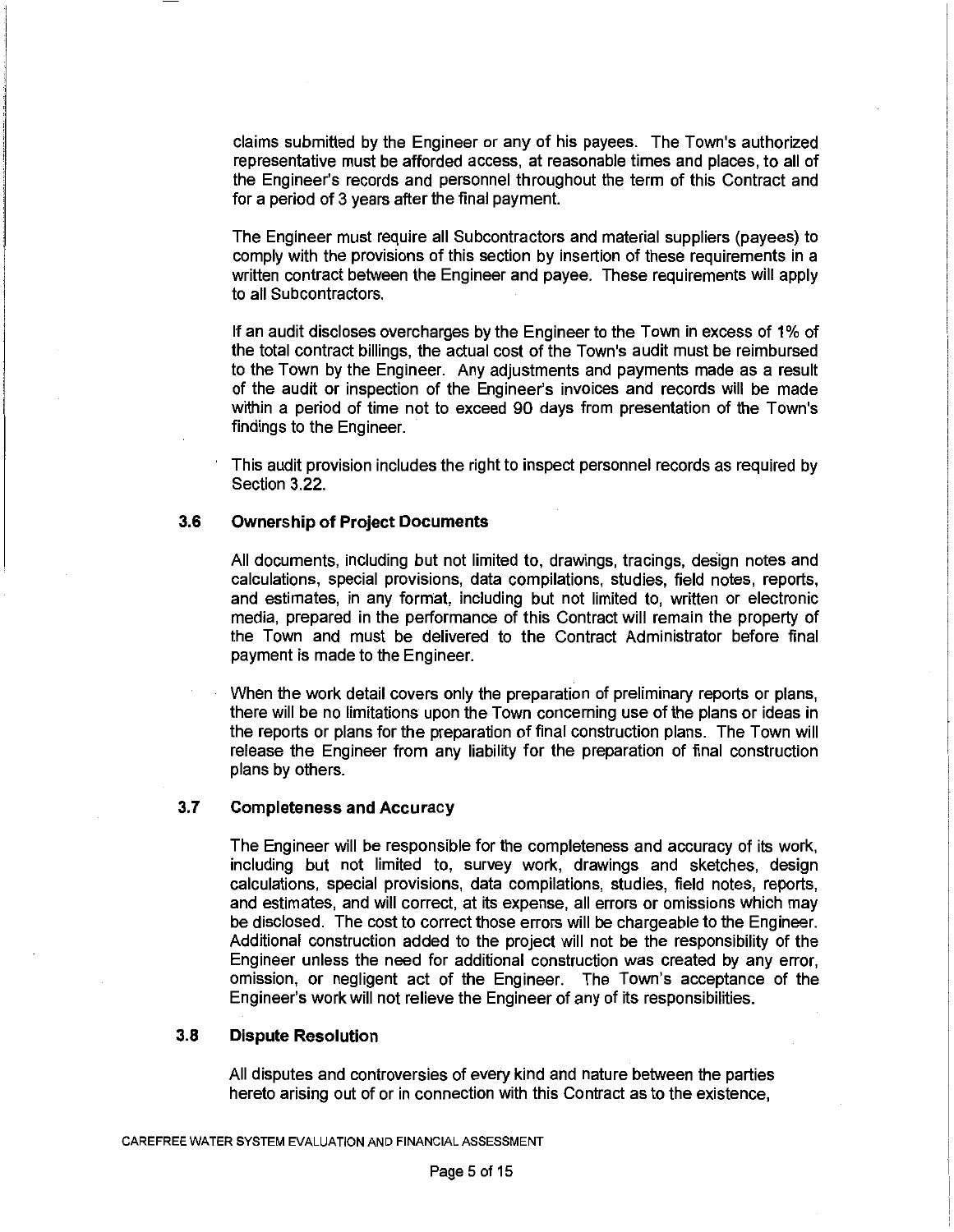claims submitted by the Engineer or any of his payees. The Town's authorized representative must be afforded access, at reasonable times and places, to all of the Engineer's records and personnel throughout the term of this Contract and for a period of 3 years after the final payment.

The Engineer must require all Subcontractors and material suppliers (payees) to comply with the provisions of this section by insertion of these requirements in a written contract between the Engineer and payee. These requirements will apply to all Subcontractors.

If an audit discloses overcharges by the Engineer to the Town in excess of 1% of the total contract billings, the actual cost of the Town's audit must be reimbursed to the Town by the Engineer. Any adjustments and payments made as a result of the audit or inspection of the Engineer's invoices and records will be made within a period of time not to exceed 90 days from presentation of the Town's findings to the Engineer.

This audit provision includes the right to inspect personnel records as required by Section 3.22.

### 3.6 Ownership of Project Documents

All documents, including but not limited to, drawings, tracings, design notes and calculations, special provisions, data compilations, studies, field notes, reports, and estimates, in any format, including but not limited to, written or electronic media, prepared in the performance of this Contract will remain the property of the Town and must be delivered to the Contract Administrator before final payment is made to the Engineer.

When the work detail covers only the preparation of preliminary reports or plans, there will be no limitations upon the Town concerning use of the plans or ideas in the reports or plans for the preparation of final construction plans. The Town will release the Engineer from any liability for the preparation of final construction plans by others.

### 3.7 Completeness and Accuracy

The Engineer will be responsible for the completeness and accuracy of its work, including but not limited to, survey work, drawings and sketches, design calculations, special provisions, data compilations, studies, field notes, reports, and estimates, and will correct, at its expense, all errors or omissions which may be disclosed. The cost to correct those errors will be chargeable to the Engineer. Additional construction added to the project will not be the responsibility of the Engineer unless the need for additional construction was created by any error, omission, or negligent act of the Engineer. The Town's acceptance of the Engineer's work will not relieve the Engineer of any of its responsibilities.

### 3.8 Dispute Resolution

All disputes and controversies of every kind and nature between the parties hereto arising out of or in connection with this Contract as to the existence,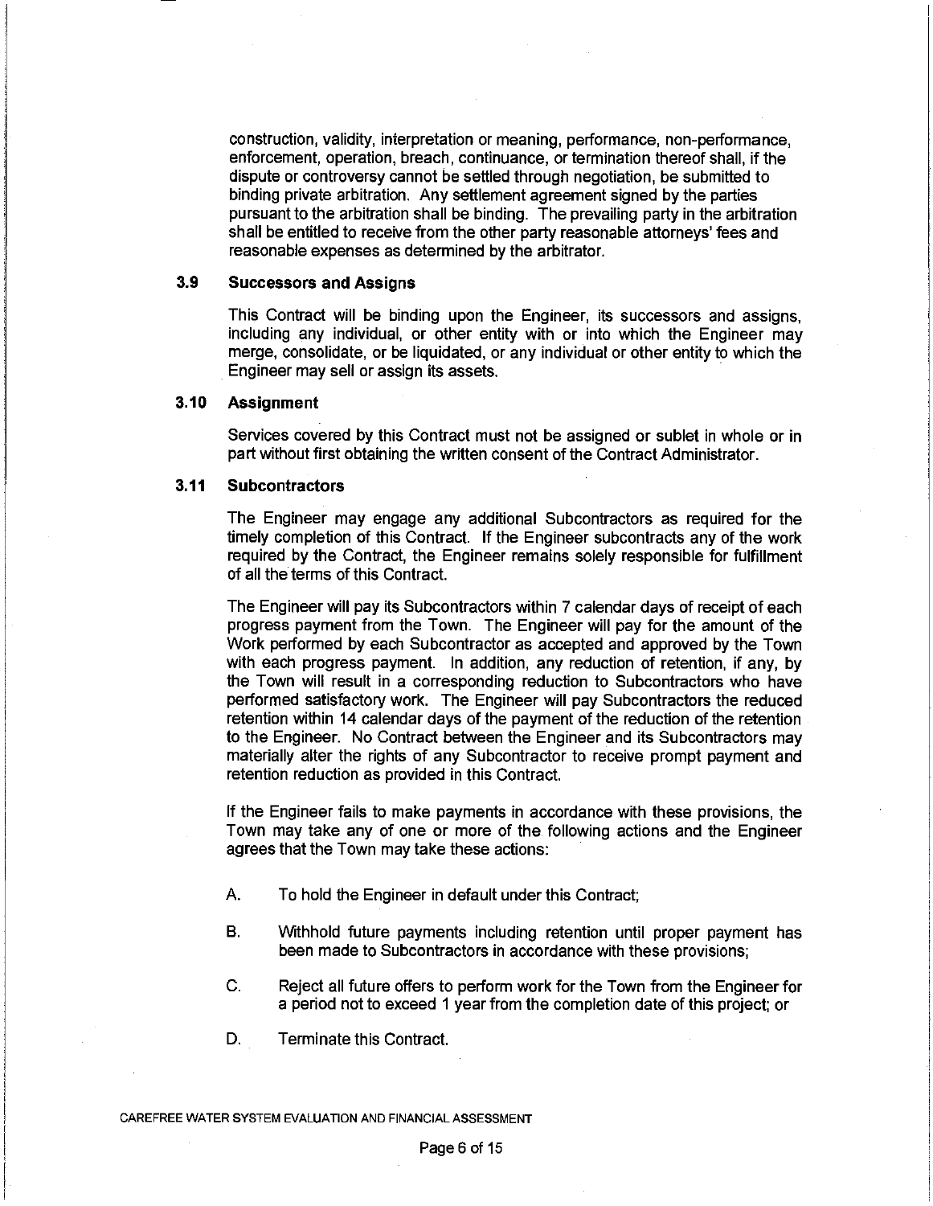construction, validity, interpretation or meaning, performance, non-performance, enforcement, operation, breach, continuance, or termination thereof shall, if the dispute or controversy cannot be settled through negotiation, be submitted to binding private arbitration. Any settlement agreement signed by the parties pursuant to the arbitration shall be binding. The prevailing party in the arbitration shall be entitled to receive from the other party reasonable attorneys' fees and reasonable expenses as determined by the arbitrator.

### 3.9 Successors and Assigns

This Contract will be binding upon the Engineer, its successors and assigns, including any individual, or other entity with or into which the Engineer may merge, consolidate, or be liquidated, or any individual or other entity to which the Engineer may sell or assign its assets.

### 3.10 Assignment

Services covered by this Contract must not be assigned or sublet in whole or in part without first obtaining the written consent of the Contract Administrator.

### 3.11 Subcontractors

The Engineer may engage any additional Subcontractors as required for the timely completion of this Contract. If the Engineer subcontracts any of the work required by the Contract, the Engineer remains solely responsible for fulfillment of all the terms of this Contract.

The Engineer will pay its Subcontractors within 7 calendar days of receipt of each progress payment from the Town. The Engineer will pay for the amount of the Work performed by each Subcontractor as accepted and approved by the Town with each progress payment. In addition, any reduction of retention, if any, by the Town will result in a corresponding reduction to Subcontractors who have performed satisfactory work. The Engineer will pay Subcontractors the reduced retention within 14 calendar days of the payment of the reduction of the retention to the Engineer. No Contract between the Engineer and its Subcontractors may materially alter the rights of any Subcontractor to receive prompt payment and retention reduction as provided in this Contract.

If the Engineer fails to make payments in accordance with these provisions, the Town may take any of one or more of the following actions and the Engineer agrees that the Town may take these actions:

A. To hold the Engineer in default under this Contract;

B. Withhold future payments including retention until proper payment has been made to Subcontractors in accordance with these provisions;

C. Reject all future offers to perform work for the Town from the Engineer for a period not to exceed 1 year from the completion date of this project; or

D. Terminate this Contract.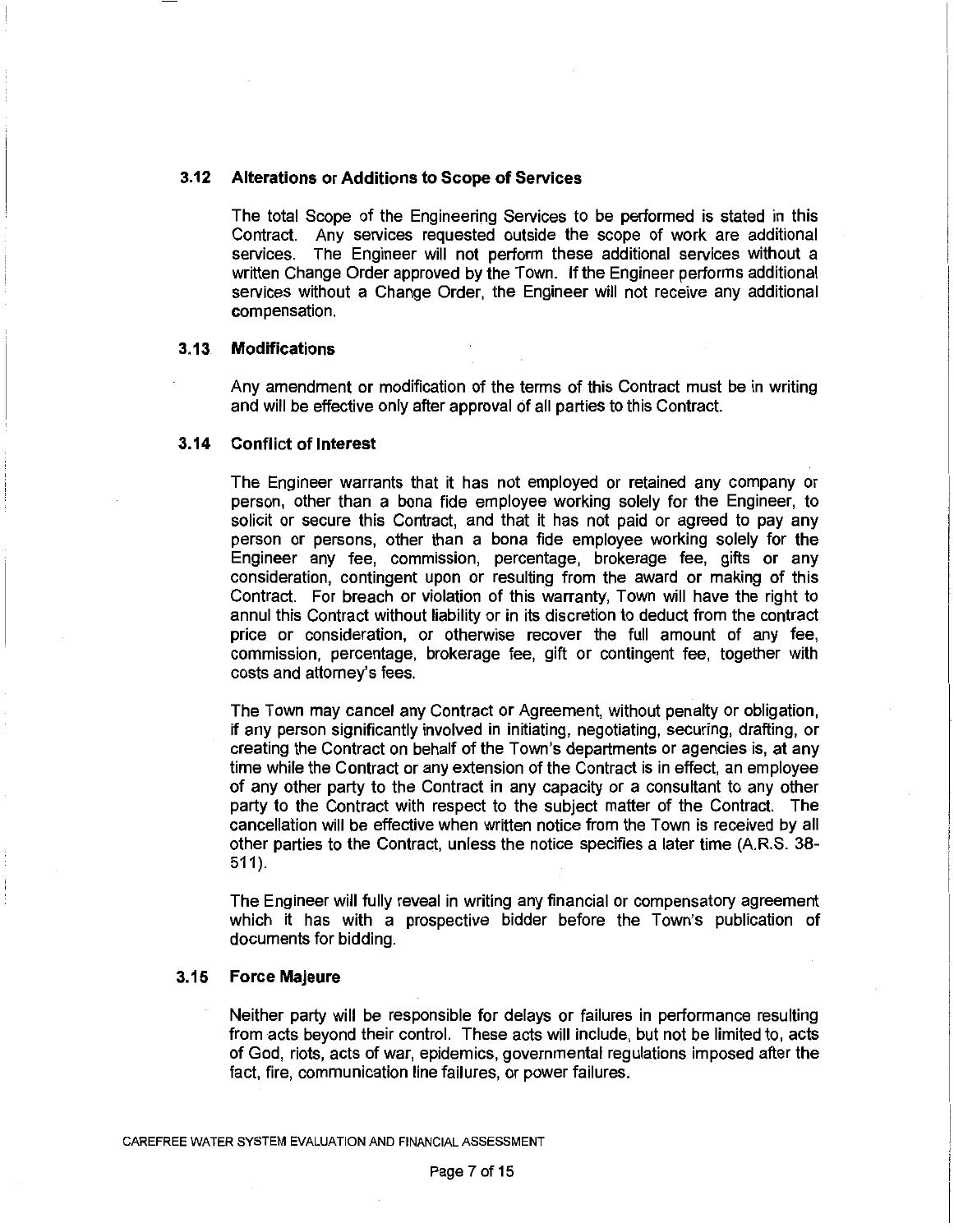### 3.12 Alterations or Additions to Scope of Services

The total Scope of the Engineering Services to be performed is stated in this Contract. Any services requested outside the scope of work are additional services. The Engineer will not perform these additional services without a written Change Order approved by the Town. If the Engineer performs additional services without a Change Order, the Engineer will not receive any additional compensation.

### 3.13 Modifications

Any amendment or modification of the terms of this Contract must be in writing and will be effective only after approval of all parties to this Contract.

### 3.14 Conflict of Interest

The Engineer warrants that it has not employed or retained any company or person, other than a bona fide employee working solely for the Engineer, to solicit or secure this Contract, and that it has not paid or agreed to pay any person or persons, other than a bona fide employee working solely for the Engineer any fee, commission, percentage, brokerage fee, gifts or any consideration, contingent upon or resulting from the award or making of this Contract. For breach or violation of this warranty, Town will have the right to annul this Contract without liability or in its discretion to deduct from the contract price or consideration, or otherwise recover the full amount of any fee, commission, percentage, brokerage fee, gift or contingent fee, together with costs and attorney's fees.

The Town may cancel any Contract or Agreement, without penalty or obligation, if any person significantly involved in initiating, negotiating, securing, drafting, or creating the Contract on behalf of the Town's departments or agencies is, at any time while the Contract or any extension of the Contract is in effect, an employee of any other party to the Contract in any capacity or a consultant to any other party to the Contract with respect to the subject matter of the Contract. The cancellation will be effective when written notice from the Town is received by all other parties to the Contract, unless the notice specifies a later time (A.R.S. 38-511).

The Engineer will fully reveal in writing any financial or compensatory agreement which it has with a prospective bidder before the Town's publication of documents for bidding.

### 3.15 Force Majeure

Neither party will be responsible for delays or failures in performance resulting from acts beyond their control. These acts will include, but not be limited to, acts of God, riots, acts of war, epidemics, governmental regulations imposed after the fact, fire, communication line failures, or power failures.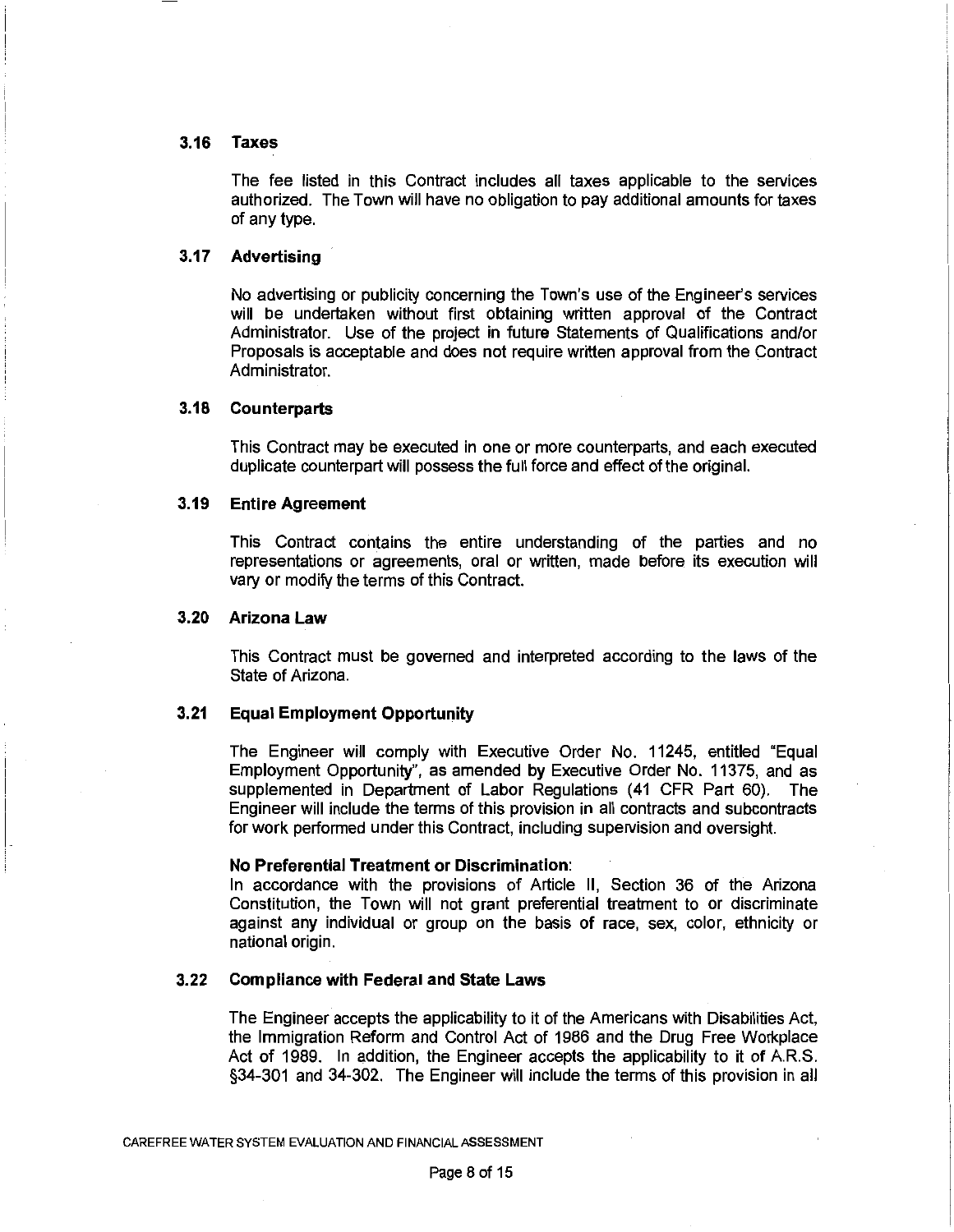### 3.16 Taxes

The fee listed in this Contract includes all taxes applicable to the services authorized. The Town will have no obligation to pay additional amounts for taxes of any type.

### 3.17 Advertising

No advertising or publicity concerning the Town's use of the Engineer's services will be undertaken without first obtaining written approval of the Contract Administrator. Use of the project in future Statements of Qualifications and/or Proposals is acceptable and does not require written approval from the Contract Administrator.

### 3.18 Counterparts

This Contract may be executed in one or more counterparts, and each executed duplicate counterpart will possess the full force and effect of the original.

### 3.19 Entire Agreement

This Contract contains the entire understanding of the parties and no representations or agreements, oral or written, made before its execution will vary or modify the terms of this Contract.

### 3.20 Arizona Law

This Contract must be governed and interpreted according to the laws of the State of Arizona.

### 3.21 Equal Employment Opportunity

The Engineer will comply with Executive Order No. 11245, entitled "Equal Employment Opportunity", as amended by Executive Order No. 11375, and as supplemented in Department of Labor Regulations (41 CFR Part 60). The Engineer will include the terms of this provision in all contracts and subcontracts for work performed under this Contract, including supervision and oversight.

**No Preferential Treatment or Discrimination**:
In accordance with the provisions of Article II, Section 36 of the Arizona Constitution, the Town will not grant preferential treatment to or discriminate against any individual or group on the basis of race, sex, color, ethnicity or national origin.

### 3.22 Compliance with Federal and State Laws

The Engineer accepts the applicability to it of the Americans with Disabilities Act, the Immigration Reform and Control Act of 1986 and the Drug Free Workplace Act of 1989. In addition, the Engineer accepts the applicability to it of A.R.S. §34-301 and 34-302. The Engineer will include the terms of this provision in all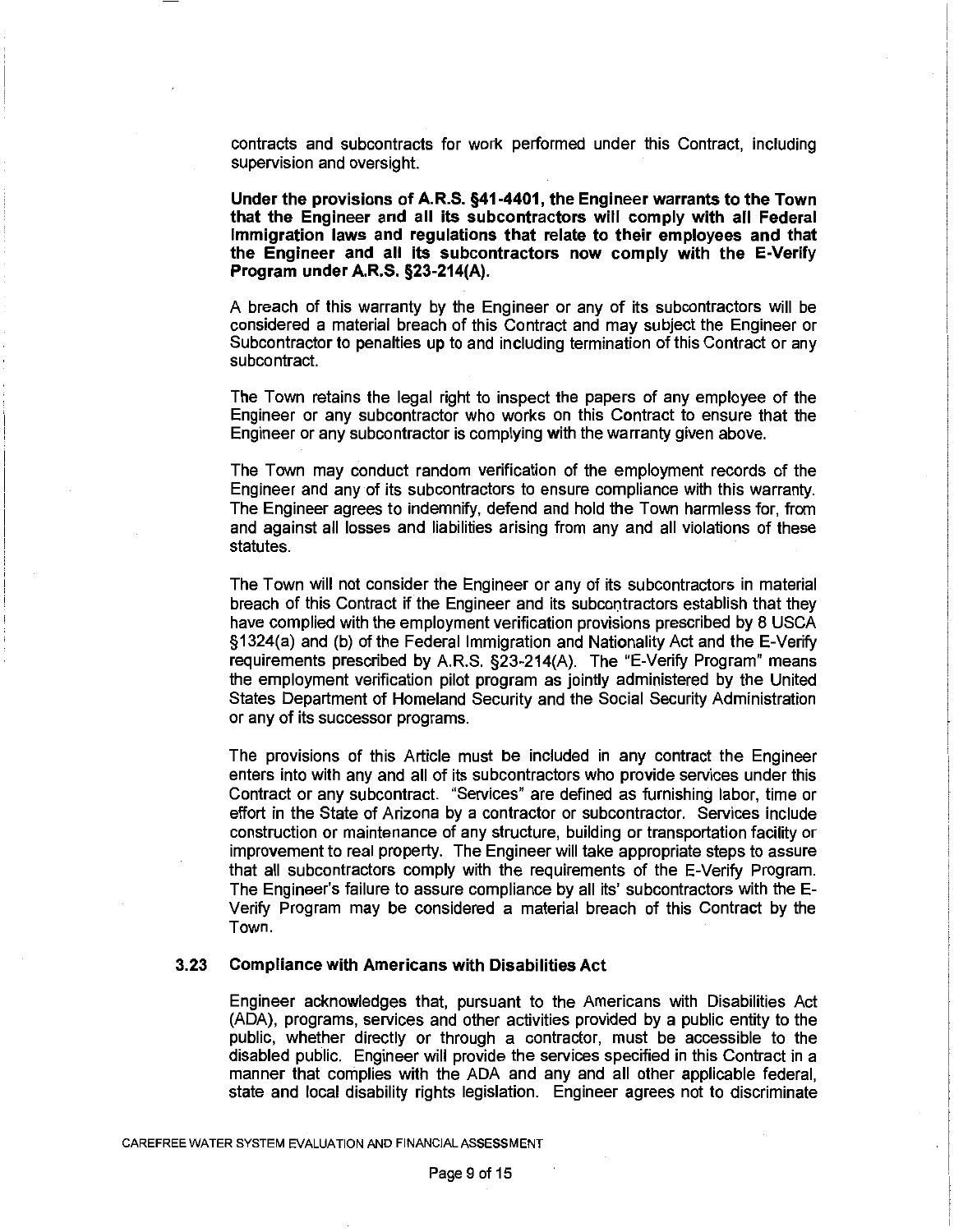contracts and subcontracts for work performed under this Contract, including supervision and oversight.

**Under the provisions of A.R.S. §41-4401, the Engineer warrants to the Town that the Engineer and all its subcontractors will comply with all Federal Immigration laws and regulations that relate to their employees and that the Engineer and all its subcontractors now comply with the E-Verify Program under A.R.S. §23-214(A).**

A breach of this warranty by the Engineer or any of its subcontractors will be considered a material breach of this Contract and may subject the Engineer or Subcontractor to penalties up to and including termination of this Contract or any subcontract.

The Town retains the legal right to inspect the papers of any employee of the Engineer or any subcontractor who works on this Contract to ensure that the Engineer or any subcontractor is complying with the warranty given above.

The Town may conduct random verification of the employment records of the Engineer and any of its subcontractors to ensure compliance with this warranty. The Engineer agrees to indemnify, defend and hold the Town harmless for, from and against all losses and liabilities arising from any and all violations of these statutes.

The Town will not consider the Engineer or any of its subcontractors in material breach of this Contract if the Engineer and its subcontractors establish that they have complied with the employment verification provisions prescribed by 8 USCA §1324(a) and (b) of the Federal Immigration and Nationality Act and the E-Verify requirements prescribed by A.R.S. §23-214(A). The "E-Verify Program" means the employment verification pilot program as jointly administered by the United States Department of Homeland Security and the Social Security Administration or any of its successor programs.

The provisions of this Article must be included in any contract the Engineer enters into with any and all of its subcontractors who provide services under this Contract or any subcontract. "Services" are defined as furnishing labor, time or effort in the State of Arizona by a contractor or subcontractor. Services include construction or maintenance of any structure, building or transportation facility or improvement to real property. The Engineer will take appropriate steps to assure that all subcontractors comply with the requirements of the E-Verify Program. The Engineer's failure to assure compliance by all its' subcontractors with the E-Verify Program may be considered a material breach of this Contract by the Town.

### 3.23 Compliance with Americans with Disabilities Act

Engineer acknowledges that, pursuant to the Americans with Disabilities Act (ADA), programs, services and other activities provided by a public entity to the public, whether directly or through a contractor, must be accessible to the disabled public. Engineer will provide the services specified in this Contract in a manner that complies with the ADA and any and all other applicable federal, state and local disability rights legislation. Engineer agrees not to discriminate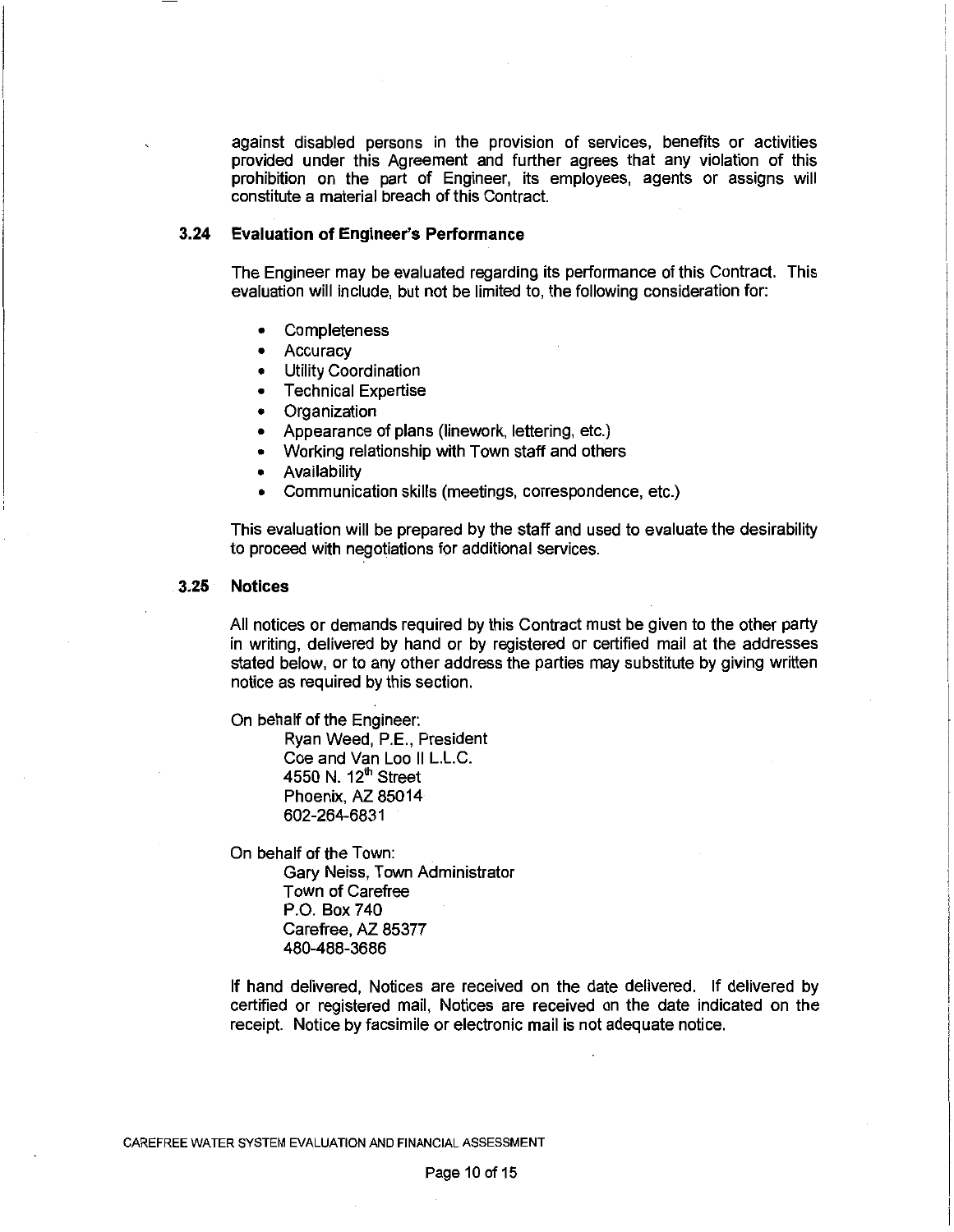against disabled persons in the provision of services, benefits or activities provided under this Agreement and further agrees that any violation of this prohibition on the part of Engineer, its employees, agents or assigns will constitute a material breach of this Contract.

### 3.24 Evaluation of Engineer's Performance

The Engineer may be evaluated regarding its performance of this Contract. This evaluation will include, but not be limited to, the following consideration for:

- Completeness
- Accuracy
- Utility Coordination
- Technical Expertise
- Organization
- Appearance of plans (linework, lettering, etc.)
- Working relationship with Town staff and others
- Availability
- Communication skills (meetings, correspondence, etc.)

This evaluation will be prepared by the staff and used to evaluate the desirability to proceed with negotiations for additional services.

### 3.25 Notices

All notices or demands required by this Contract must be given to the other party in writing, delivered by hand or by registered or certified mail at the addresses stated below, or to any other address the parties may substitute by giving written notice as required by this section.

On behalf of the Engineer:

Ryan Weed, P.E., President
Coe and Van Loo II L.L.C.
4550 N. 12th Street
Phoenix, AZ 85014
602-264-6831

On behalf of the Town:

Gary Neiss, Town Administrator
Town of Carefree
P.O. Box 740
Carefree, AZ 85377
480-488-3686

If hand delivered, Notices are received on the date delivered. If delivered by certified or registered mail, Notices are received on the date indicated on the receipt. Notice by facsimile or electronic mail is not adequate notice.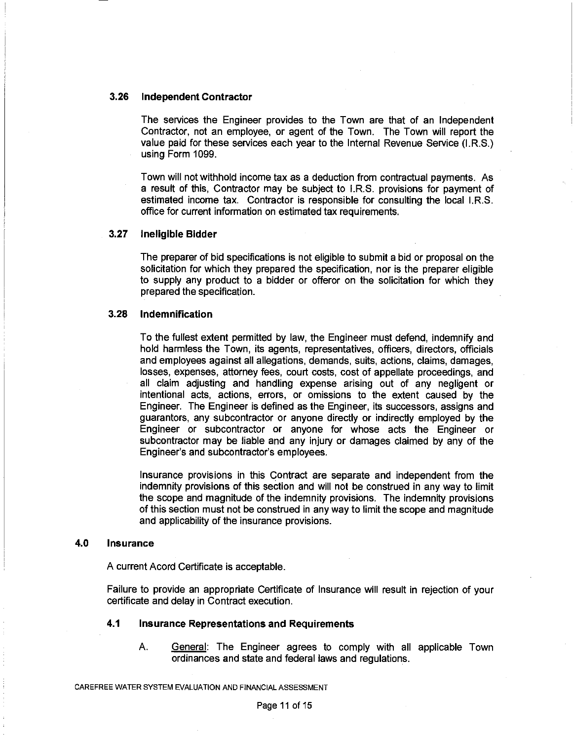### 3.26 Independent Contractor

The services the Engineer provides to the Town are that of an Independent Contractor, not an employee, or agent of the Town. The Town will report the value paid for these services each year to the Internal Revenue Service (I.R.S.) using Form 1099.

Town will not withhold income tax as a deduction from contractual payments. As a result of this, Contractor may be subject to I.R.S. provisions for payment of estimated income tax. Contractor is responsible for consulting the local I.R.S. office for current information on estimated tax requirements.

### 3.27 Ineligible Bidder

The preparer of bid specifications is not eligible to submit a bid or proposal on the solicitation for which they prepared the specification, nor is the preparer eligible to supply any product to a bidder or offeror on the solicitation for which they prepared the specification.

### 3.28 Indemnification

To the fullest extent permitted by law, the Engineer must defend, indemnify and hold harmless the Town, its agents, representatives, officers, directors, officials and employees against all allegations, demands, suits, actions, claims, damages, losses, expenses, attorney fees, court costs, cost of appellate proceedings, and all claim adjusting and handling expense arising out of any negligent or intentional acts, actions, errors, or omissions to the extent caused by the Engineer. The Engineer is defined as the Engineer, its successors, assigns and guarantors, any subcontractor or anyone directly or indirectly employed by the Engineer or subcontractor or anyone for whose acts the Engineer or subcontractor may be liable and any injury or damages claimed by any of the Engineer's and subcontractor's employees.

Insurance provisions in this Contract are separate and independent from the indemnity provisions of this section and will not be construed in any way to limit the scope and magnitude of the indemnity provisions. The indemnity provisions of this section must not be construed in any way to limit the scope and magnitude and applicability of the insurance provisions.

## 4.0 Insurance

A current Acord Certificate is acceptable.

Failure to provide an appropriate Certificate of Insurance will result in rejection of your certificate and delay in Contract execution.

### 4.1 Insurance Representations and Requirements

A. General: The Engineer agrees to comply with all applicable Town ordinances and state and federal laws and regulations.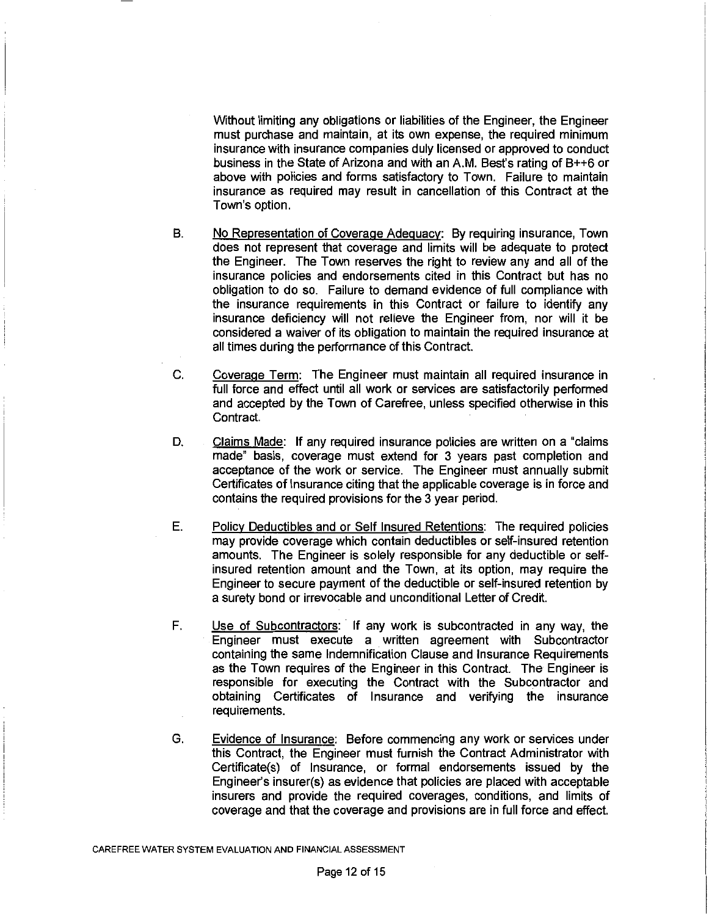Without limiting any obligations or liabilities of the Engineer, the Engineer must purchase and maintain, at its own expense, the required minimum insurance with insurance companies duly licensed or approved to conduct business in the State of Arizona and with an A.M. Best's rating of B++6 or above with policies and forms satisfactory to Town. Failure to maintain insurance as required may result in cancellation of this Contract at the Town's option.

B. No Representation of Coverage Adequacy: By requiring insurance, Town does not represent that coverage and limits will be adequate to protect the Engineer. The Town reserves the right to review any and all of the insurance policies and endorsements cited in this Contract but has no obligation to do so. Failure to demand evidence of full compliance with the insurance requirements in this Contract or failure to identify any insurance deficiency will not relieve the Engineer from, nor will it be considered a waiver of its obligation to maintain the required insurance at all times during the performance of this Contract.

C. Coverage Term: The Engineer must maintain all required insurance in full force and effect until all work or services are satisfactorily performed and accepted by the Town of Carefree, unless specified otherwise in this Contract.

D. Claims Made: If any required insurance policies are written on a "claims made" basis, coverage must extend for 3 years past completion and acceptance of the work or service. The Engineer must annually submit Certificates of Insurance citing that the applicable coverage is in force and contains the required provisions for the 3 year period.

E. Policy Deductibles and or Self Insured Retentions: The required policies may provide coverage which contain deductibles or self-insured retention amounts. The Engineer is solely responsible for any deductible or self-insured retention amount and the Town, at its option, may require the Engineer to secure payment of the deductible or self-insured retention by a surety bond or irrevocable and unconditional Letter of Credit.

F. Use of Subcontractors: If any work is subcontracted in any way, the Engineer must execute a written agreement with Subcontractor containing the same Indemnification Clause and Insurance Requirements as the Town requires of the Engineer in this Contract. The Engineer is responsible for executing the Contract with the Subcontractor and obtaining Certificates of Insurance and verifying the insurance requirements.

G. Evidence of Insurance: Before commencing any work or services under this Contract, the Engineer must furnish the Contract Administrator with Certificate(s) of Insurance, or formal endorsements issued by the Engineer's insurer(s) as evidence that policies are placed with acceptable insurers and provide the required coverages, conditions, and limits of coverage and that the coverage and provisions are in full force and effect.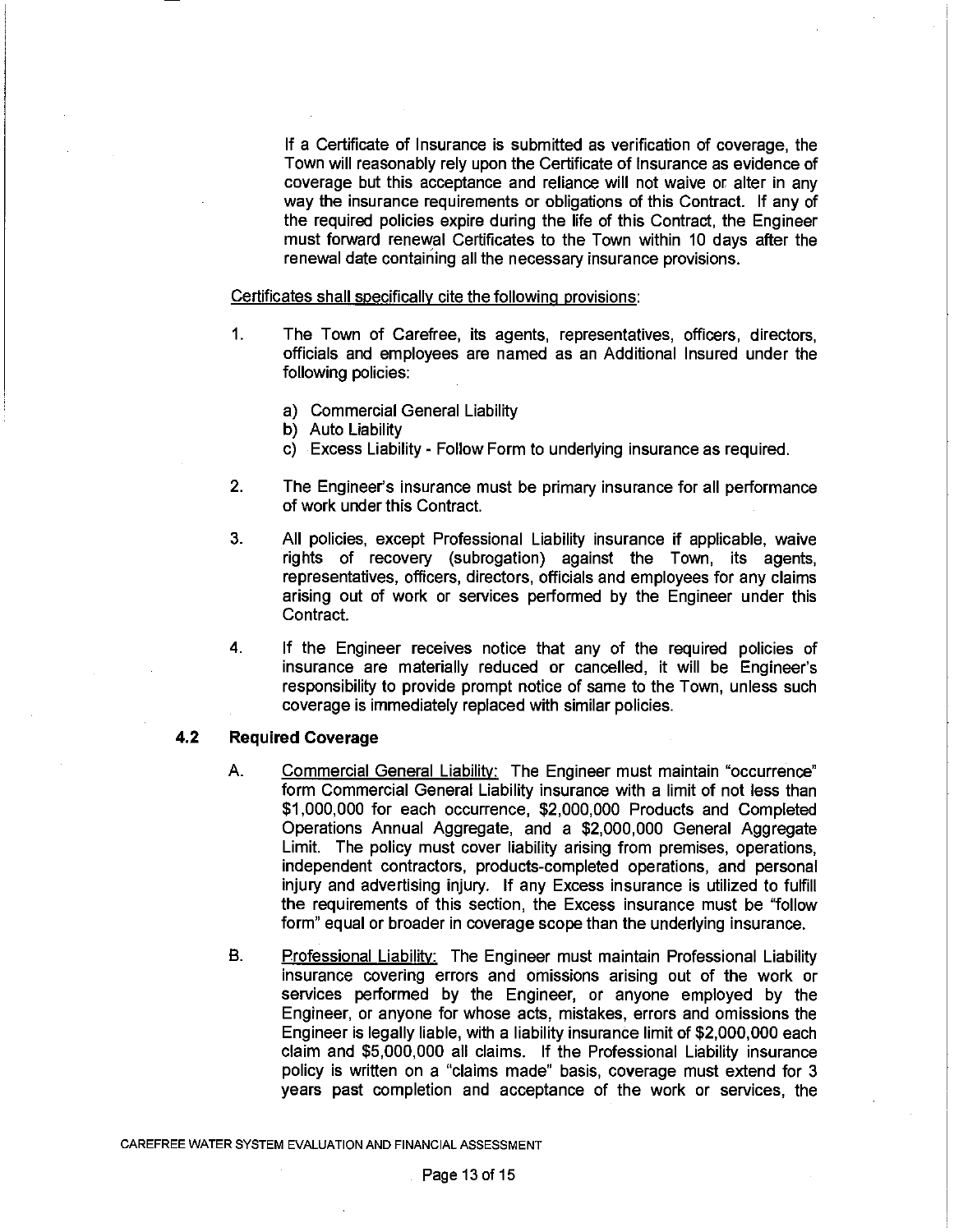If a Certificate of Insurance is submitted as verification of coverage, the Town will reasonably rely upon the Certificate of Insurance as evidence of coverage but this acceptance and reliance will not waive or alter in any way the insurance requirements or obligations of this Contract. If any of the required policies expire during the life of this Contract, the Engineer must forward renewal Certificates to the Town within 10 days after the renewal date containing all the necessary insurance provisions.

Certificates shall specifically cite the following provisions:

1. The Town of Carefree, its agents, representatives, officers, directors, officials and employees are named as an Additional Insured under the following policies:

   a) Commercial General Liability
   b) Auto Liability
   c) Excess Liability - Follow Form to underlying insurance as required.

2. The Engineer's insurance must be primary insurance for all performance of work under this Contract.

3. All policies, except Professional Liability insurance if applicable, waive rights of recovery (subrogation) against the Town, its agents, representatives, officers, directors, officials and employees for any claims arising out of work or services performed by the Engineer under this Contract.

4. If the Engineer receives notice that any of the required policies of insurance are materially reduced or cancelled, it will be Engineer's responsibility to provide prompt notice of same to the Town, unless such coverage is immediately replaced with similar policies.

### 4.2 Required Coverage

A. Commercial General Liability: The Engineer must maintain "occurrence" form Commercial General Liability insurance with a limit of not less than \$1,000,000 for each occurrence, \$2,000,000 Products and Completed Operations Annual Aggregate, and a \$2,000,000 General Aggregate Limit. The policy must cover liability arising from premises, operations, independent contractors, products-completed operations, and personal injury and advertising injury. If any Excess insurance is utilized to fulfill the requirements of this section, the Excess insurance must be "follow form" equal or broader in coverage scope than the underlying insurance.

B. Professional Liability: The Engineer must maintain Professional Liability insurance covering errors and omissions arising out of the work or services performed by the Engineer, or anyone employed by the Engineer, or anyone for whose acts, mistakes, errors and omissions the Engineer is legally liable, with a liability insurance limit of \$2,000,000 each claim and \$5,000,000 all claims. If the Professional Liability insurance policy is written on a "claims made" basis, coverage must extend for 3 years past completion and acceptance of the work or services, the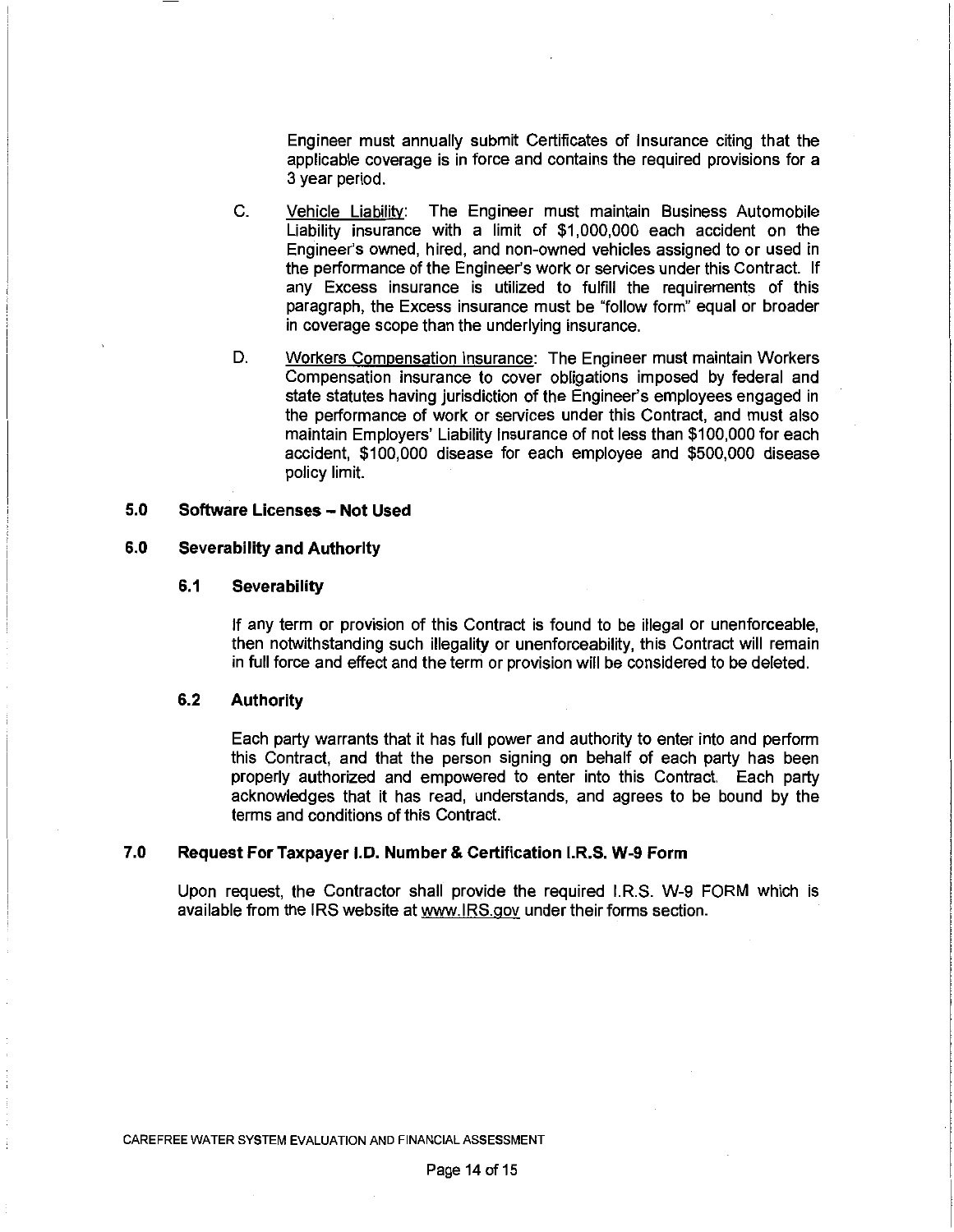Engineer must annually submit Certificates of Insurance citing that the applicable coverage is in force and contains the required provisions for a 3 year period.

C. Vehicle Liability: The Engineer must maintain Business Automobile Liability insurance with a limit of $1,000,000 each accident on the Engineer's owned, hired, and non-owned vehicles assigned to or used in the performance of the Engineer's work or services under this Contract. If any Excess insurance is utilized to fulfill the requirements of this paragraph, the Excess insurance must be "follow form" equal or broader in coverage scope than the underlying insurance.

D. Workers Compensation Insurance: The Engineer must maintain Workers Compensation insurance to cover obligations imposed by federal and state statutes having jurisdiction of the Engineer's employees engaged in the performance of work or services under this Contract, and must also maintain Employers' Liability Insurance of not less than $100,000 for each accident, $100,000 disease for each employee and $500,000 disease policy limit.

## 5.0 Software Licenses – Not Used

## 6.0 Severability and Authority

### 6.1 Severability

If any term or provision of this Contract is found to be illegal or unenforceable, then notwithstanding such illegality or unenforceability, this Contract will remain in full force and effect and the term or provision will be considered to be deleted.

### 6.2 Authority

Each party warrants that it has full power and authority to enter into and perform this Contract, and that the person signing on behalf of each party has been properly authorized and empowered to enter into this Contract. Each party acknowledges that it has read, understands, and agrees to be bound by the terms and conditions of this Contract.

## 7.0 Request For Taxpayer I.D. Number & Certification I.R.S. W-9 Form

Upon request, the Contractor shall provide the required I.R.S. W-9 FORM which is available from the IRS website at www.IRS.gov under their forms section.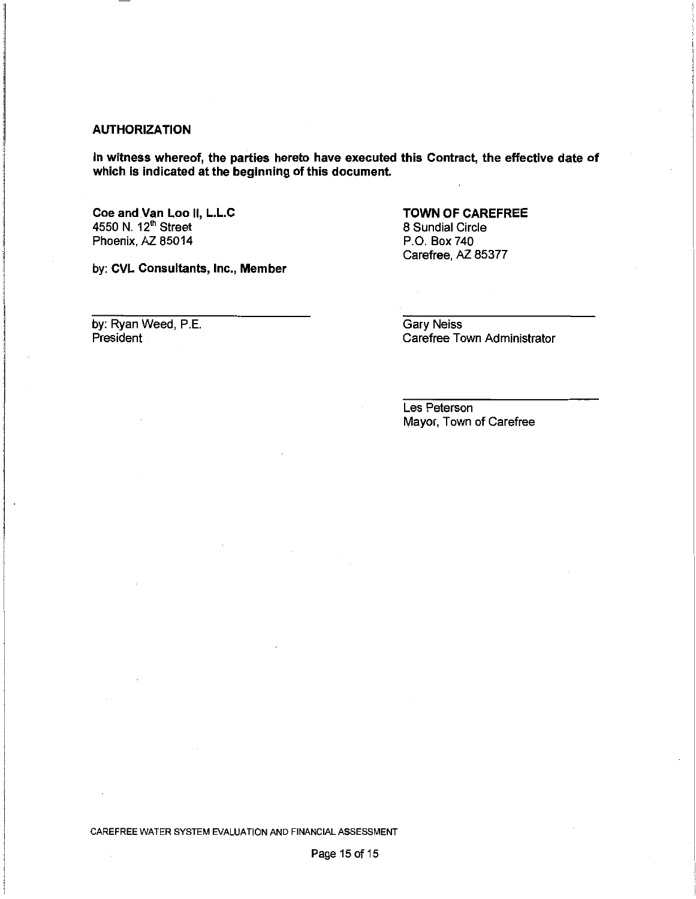**AUTHORIZATION**

**In witness whereof, the parties hereto have executed this Contract, the effective date of which is indicated at the beginning of this document.**

**Coe and Van Loo II, L.L.C**
4550 N. 12th Street
Phoenix, AZ 85014

by: **CVL Consultants, Inc., Member**

by: Ryan Weed, P.E.
President

**TOWN OF CAREFREE**
8 Sundial Circle
P.O. Box 740
Carefree, AZ 85377

Gary Neiss
Carefree Town Administrator

Les Peterson
Mayor, Town of Carefree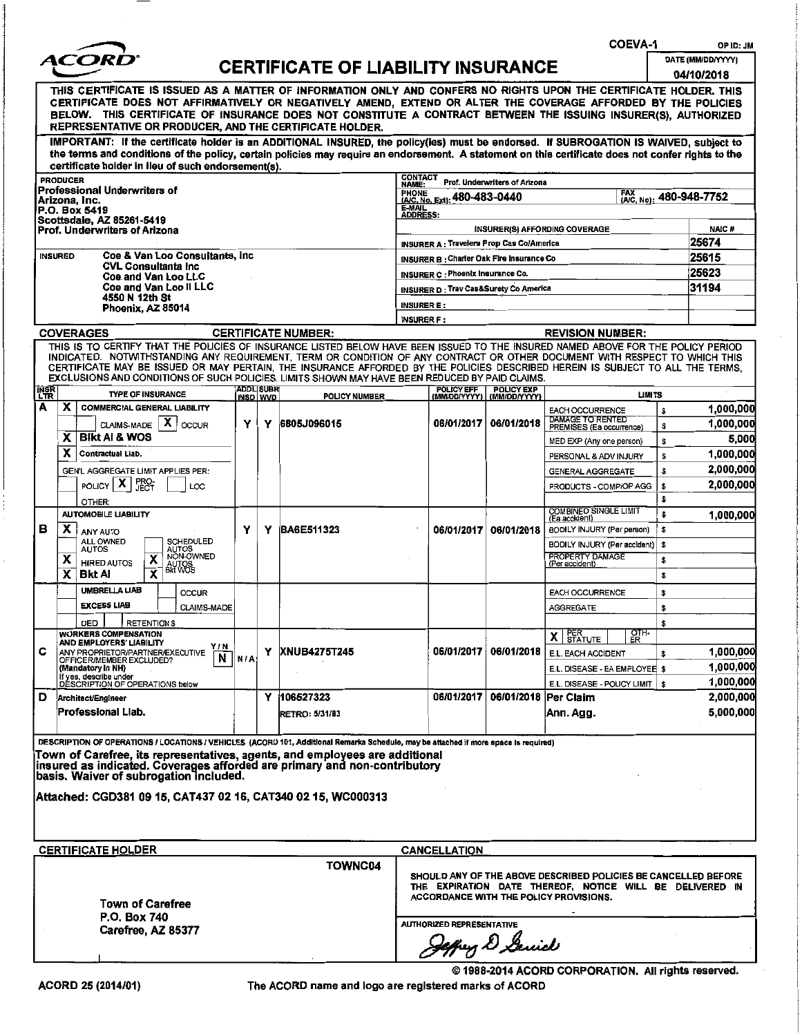ACORD

# CERTIFICATE OF LIABILITY INSURANCE

COEVA-1 OP ID: JM

DATE (MM/DD/YYYY) 04/10/2018

**THIS CERTIFICATE IS ISSUED AS A MATTER OF INFORMATION ONLY AND CONFERS NO RIGHTS UPON THE CERTIFICATE HOLDER. THIS CERTIFICATE DOES NOT AFFIRMATIVELY OR NEGATIVELY AMEND, EXTEND OR ALTER THE COVERAGE AFFORDED BY THE POLICIES BELOW. THIS CERTIFICATE OF INSURANCE DOES NOT CONSTITUTE A CONTRACT BETWEEN THE ISSUING INSURER(S), AUTHORIZED REPRESENTATIVE OR PRODUCER, AND THE CERTIFICATE HOLDER.**

**IMPORTANT: If the certificate holder is an ADDITIONAL INSURED, the policy(ies) must be endorsed. If SUBROGATION IS WAIVED, subject to the terms and conditions of the policy, certain policies may require an endorsement. A statement on this certificate does not confer rights to the certificate holder in lieu of such endorsement(s).**

**PRODUCER**
Professional Underwriters of Arizona, Inc.
P.O. Box 5419
Scottsdale, AZ 85261-5419
Prof. Underwriters of Arizona

CONTACT NAME: Prof. Underwriters of Arizona
PHONE (A/C, No, Ext): 480-483-0440
FAX (A/C, No): 480-948-7752
E-MAIL ADDRESS:

| INSURER(S) AFFORDING COVERAGE | NAIC # |
|---|---|
| INSURER A : Travelers Prop Cas Co/America | 25674 |
| INSURER B : Charter Oak Fire Insurance Co | 25615 |
| INSURER C : Phoenix Insurance Co. | 25623 |
| INSURER D : Trav Cas&Surety Co America | 31194 |
| INSURER E : | |
| INSURER F : | |

**INSURED**
Coe & Van Loo Consultants, Inc
CVL Consultants Inc
Coe and Van Loo LLC
Coe and Van Loo II LLC
4550 N 12th St
Phoenix, AZ 85014

**COVERAGES** CERTIFICATE NUMBER: REVISION NUMBER:

THIS IS TO CERTIFY THAT THE POLICIES OF INSURANCE LISTED BELOW HAVE BEEN ISSUED TO THE INSURED NAMED ABOVE FOR THE POLICY PERIOD INDICATED. NOTWITHSTANDING ANY REQUIREMENT, TERM OR CONDITION OF ANY CONTRACT OR OTHER DOCUMENT WITH RESPECT TO WHICH THIS CERTIFICATE MAY BE ISSUED OR MAY PERTAIN, THE INSURANCE AFFORDED BY THE POLICIES DESCRIBED HEREIN IS SUBJECT TO ALL THE TERMS, EXCLUSIONS AND CONDITIONS OF SUCH POLICIES. LIMITS SHOWN MAY HAVE BEEN REDUCED BY PAID CLAIMS.

| INSR LTR | TYPE OF INSURANCE | ADDL INSD | SUBR WVD | POLICY NUMBER | POLICY EFF (MM/DD/YYYY) | POLICY EXP (MM/DD/YYYY) | LIMITS | |
|---|---|---|---|---|---|---|---|---|
| A | X COMMERCIAL GENERAL LIABILITY | Y | Y | 6805J096015 | 06/01/2017 | 06/01/2018 | EACH OCCURRENCE | $ 1,000,000 |
| | CLAIMS-MADE [X] OCCUR | | | | | | DAMAGE TO RENTED PREMISES (Ea occurrence) | $ 1,000,000 |
| | X Blkt AI & WOS | | | | | | MED EXP (Any one person) | $ 5,000 |
| | X Contractual Liab. | | | | | | PERSONAL & ADV INJURY | $ 1,000,000 |
| | GEN'L AGGREGATE LIMIT APPLIES PER: | | | | | | GENERAL AGGREGATE | $ 2,000,000 |
| | POLICY [X] PRO-JECT [ ] LOC | | | | | | PRODUCTS - COMP/OP AGG | $ 2,000,000 |
| | OTHER: | | | | | | | $ |
| B | AUTOMOBILE LIABILITY | Y | Y | BA6E511323 | 06/01/2017 | 06/01/2018 | COMBINED SINGLE LIMIT (Ea accident) | $ 1,000,000 |
| | X ANY AUTO | | | | | | BODILY INJURY (Per person) | $ |
| | ALL OWNED AUTOS / SCHEDULED AUTOS | | | | | | BODILY INJURY (Per accident) | $ |
| | X HIRED AUTOS / X NON-OWNED AUTOS Bkt WOS | | | | | | PROPERTY DAMAGE (Per accident) | $ |
| | X Bkt AI | | | | | | | $ |
| | UMBRELLA LIAB / OCCUR | | | | | | EACH OCCURRENCE | $ |
| | EXCESS LIAB / CLAIMS-MADE | | | | | | AGGREGATE | $ |
| | DED / RETENTION $ | | | | | | | $ |
| C | WORKERS COMPENSATION AND EMPLOYERS' LIABILITY Y/N ANY PROPRIETOR/PARTNER/EXECUTIVE OFFICER/MEMBER EXCLUDED? (Mandatory in NH) [N] If yes, describe under DESCRIPTION OF OPERATIONS below | N/A | Y | XNUB4275T245 | 06/01/2017 | 06/01/2018 | X PER STATUTE / OTH-ER | |
| | | | | | | | E.L. EACH ACCIDENT | $ 1,000,000 |
| | | | | | | | E.L. DISEASE - EA EMPLOYEE | $ 1,000,000 |
| | | | | | | | E.L. DISEASE - POLICY LIMIT | $ 1,000,000 |
| D | Architect/Engineer Professional Liab. | | Y | 106527323 RETRO: 5/31/83 | 06/01/2017 | 06/01/2018 | Per Claim | 2,000,000 |
| | | | | | | | Ann. Agg. | 5,000,000 |

**DESCRIPTION OF OPERATIONS / LOCATIONS / VEHICLES** (ACORD 101, Additional Remarks Schedule, may be attached if more space is required)

Town of Carefree, its representatives, agents, and employees are additional insured as indicated. Coverages afforded are primary and non-contributory basis. Waiver of subrogation included.

Attached: CGD381 09 15, CAT437 02 16, CAT340 02 15, WC000313

**CERTIFICATE HOLDER**

TOWNC04

Town of Carefree
P.O. Box 740
Carefree, AZ 85377

**CANCELLATION**

SHOULD ANY OF THE ABOVE DESCRIBED POLICIES BE CANCELLED BEFORE THE EXPIRATION DATE THEREOF, NOTICE WILL BE DELIVERED IN ACCORDANCE WITH THE POLICY PROVISIONS.

AUTHORIZED REPRESENTATIVE

Jeffrey D Geniel

© 1988-2014 ACORD CORPORATION. All rights reserved.

ACORD 25 (2014/01) The ACORD name and logo are registered marks of ACORD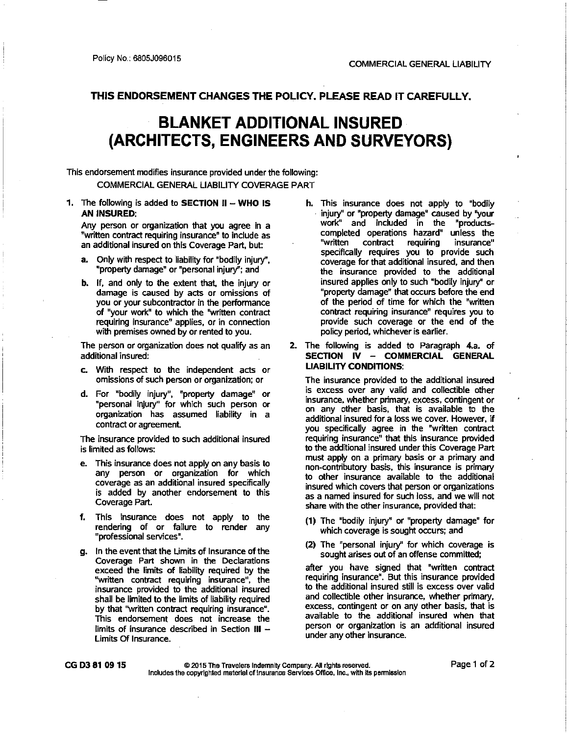Policy No.: 6805J096015

COMMERCIAL GENERAL LIABILITY

**THIS ENDORSEMENT CHANGES THE POLICY. PLEASE READ IT CAREFULLY.**

# BLANKET ADDITIONAL INSURED (ARCHITECTS, ENGINEERS AND SURVEYORS)

This endorsement modifies insurance provided under the following:

COMMERCIAL GENERAL LIABILITY COVERAGE PART

1. The following is added to **SECTION II – WHO IS AN INSURED**:

   Any person or organization that you agree in a "written contract requiring insurance" to include as an additional insured on this Coverage Part, but:

   a. Only with respect to liability for "bodily injury", "property damage" or "personal injury"; and

   b. If, and only to the extent that, the injury or damage is caused by acts or omissions of you or your subcontractor in the performance of "your work" to which the "written contract requiring insurance" applies, or in connection with premises owned by or rented to you.

   The person or organization does not qualify as an additional insured:

   c. With respect to the independent acts or omissions of such person or organization; or

   d. For "bodily injury", "property damage" or "personal injury" for which such person or organization has assumed liability in a contract or agreement.

   The insurance provided to such additional insured is limited as follows:

   e. This insurance does not apply on any basis to any person or organization for which coverage as an additional insured specifically is added by another endorsement to this Coverage Part.

   f. This insurance does not apply to the rendering of or failure to render any "professional services".

   g. In the event that the Limits of Insurance of the Coverage Part shown in the Declarations exceed the limits of liability required by the "written contract requiring insurance", the insurance provided to the additional insured shall be limited to the limits of liability required by that "written contract requiring insurance". This endorsement does not increase the limits of insurance described in Section **III** – Limits Of Insurance.

   h. This insurance does not apply to "bodily injury" or "property damage" caused by "your work" and included in the "products-completed operations hazard" unless the "written contract requiring insurance" specifically requires you to provide such coverage for that additional insured, and then the insurance provided to the additional insured applies only to such "bodily injury" or "property damage" that occurs before the end of the period of time for which the "written contract requiring insurance" requires you to provide such coverage or the end of the policy period, whichever is earlier.

2. The following is added to Paragraph 4.a. of **SECTION IV – COMMERCIAL GENERAL LIABILITY CONDITIONS**:

   The insurance provided to the additional insured is excess over any valid and collectible other insurance, whether primary, excess, contingent or on any other basis, that is available to the additional insured for a loss we cover. However, if you specifically agree in the "written contract requiring insurance" that this insurance provided to the additional insured under this Coverage Part must apply on a primary basis or a primary and non-contributory basis, this insurance is primary to other insurance available to the additional insured which covers that person or organizations as a named insured for such loss, and we will not share with the other insurance, provided that:

   (1) The "bodily injury" or "property damage" for which coverage is sought occurs; and

   (2) The "personal injury" for which coverage is sought arises out of an offense committed;

   after you have signed that "written contract requiring insurance". But this insurance provided to the additional insured still is excess over valid and collectible other insurance, whether primary, excess, contingent or on any other basis, that is available to the additional insured when that person or organization is an additional insured under any other insurance.

**CG D3 81 09 15** © 2015 The Travelers Indemnity Company. All rights reserved. Includes the copyrighted material of Insurance Services Office, Inc., with its permission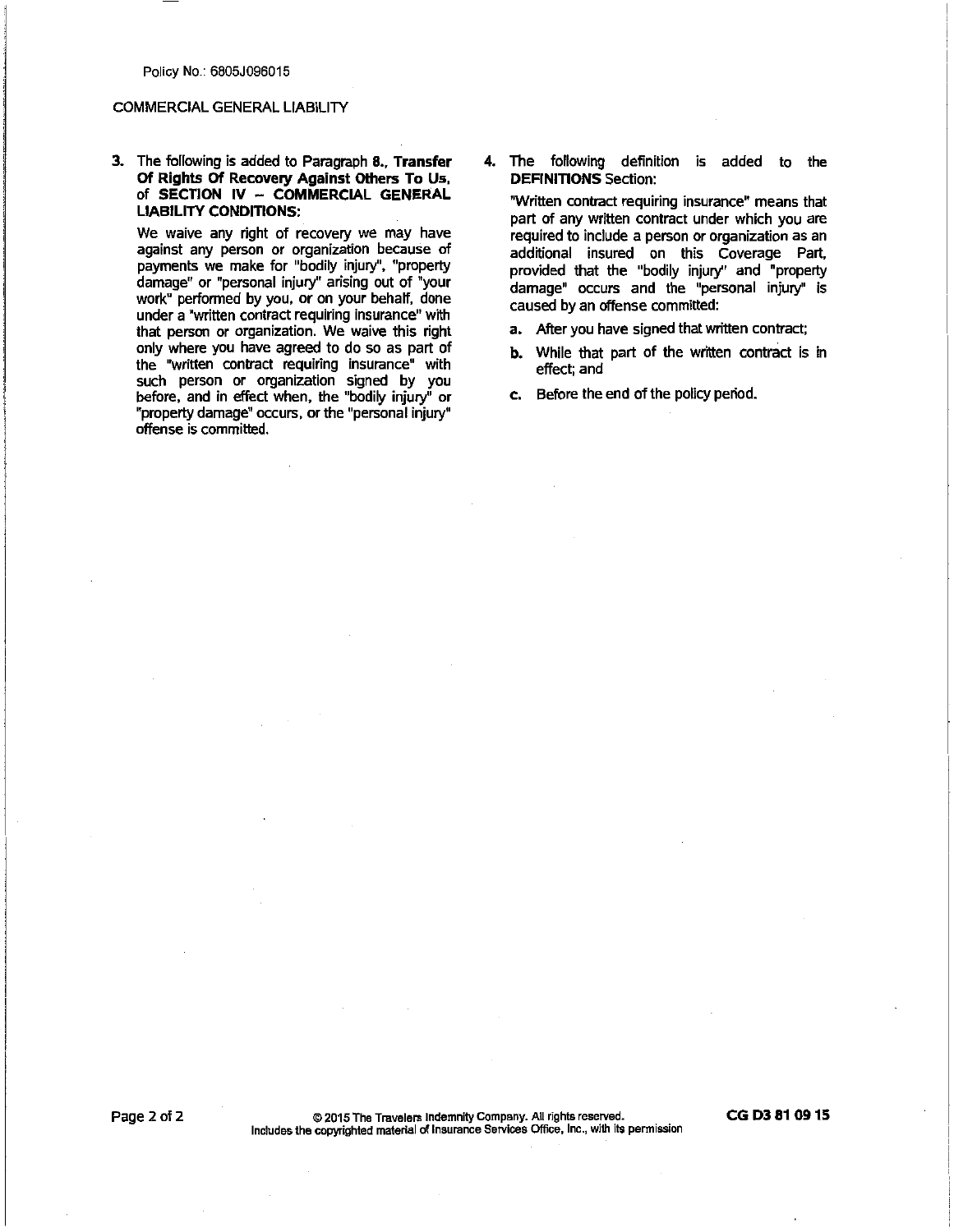Policy No.: 6805J096015

COMMERCIAL GENERAL LIABILITY

3. The following is added to Paragraph **8., Transfer Of Rights Of Recovery Against Others To Us,** of **SECTION IV – COMMERCIAL GENERAL LIABILITY CONDITIONS:**

   We waive any right of recovery we may have against any person or organization because of payments we make for "bodily injury", "property damage" or "personal injury" arising out of "your work" performed by you, or on your behalf, done under a "written contract requiring insurance" with that person or organization. We waive this right only where you have agreed to do so as part of the "written contract requiring insurance" with such person or organization signed by you before, and in effect when, the "bodily injury" or "property damage" occurs, or the "personal injury" offense is committed.

4. The following definition is added to the **DEFINITIONS** Section:

   "Written contract requiring insurance" means that part of any written contract under which you are required to include a person or organization as an additional insured on this Coverage Part, provided that the "bodily injury" and "property damage" occurs and the "personal injury" is caused by an offense committed:

   a. After you have signed that written contract;

   b. While that part of the written contract is in effect; and

   c. Before the end of the policy period.

© 2015 The Travelers Indemnity Company. All rights reserved.
Includes the copyrighted material of Insurance Services Office, Inc., with its permission

CG D3 81 09 15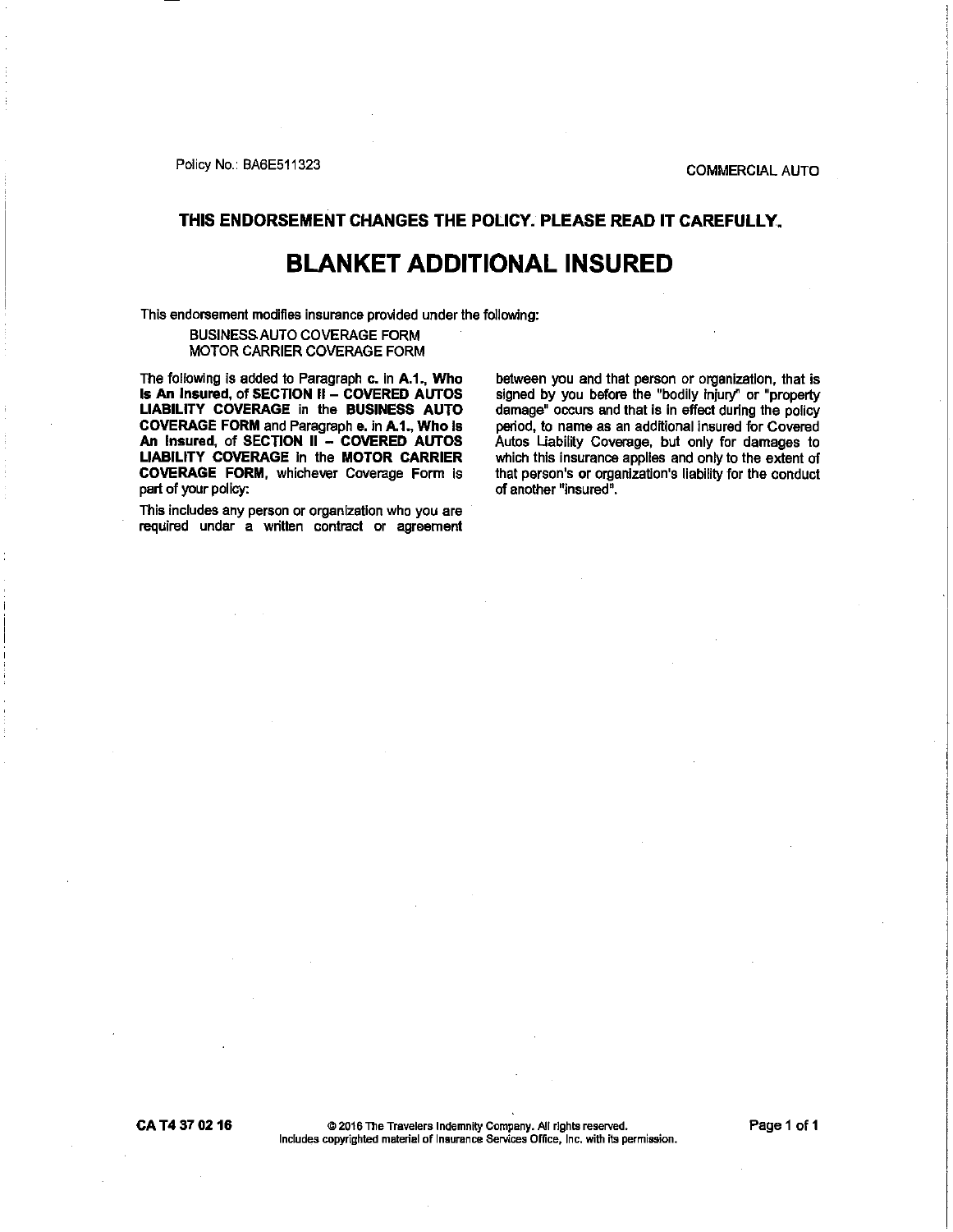Policy No.: BA6E511323

COMMERCIAL AUTO

**THIS ENDORSEMENT CHANGES THE POLICY. PLEASE READ IT CAREFULLY.**

# BLANKET ADDITIONAL INSURED

This endorsement modifies insurance provided under the following:

BUSINESS AUTO COVERAGE FORM
MOTOR CARRIER COVERAGE FORM

The following is added to Paragraph **c.** in **A.1., Who Is An Insured,** of **SECTION II – COVERED AUTOS LIABILITY COVERAGE** in the **BUSINESS AUTO COVERAGE FORM** and Paragraph **e.** in **A.1., Who Is An Insured,** of **SECTION II – COVERED AUTOS LIABILITY COVERAGE** in the **MOTOR CARRIER COVERAGE FORM**, whichever Coverage Form is part of your policy:

This includes any person or organization who you are required under a written contract or agreement between you and that person or organization, that is signed by you before the "bodily injury" or "property damage" occurs and that is in effect during the policy period, to name as an additional insured for Covered Autos Liability Coverage, but only for damages to which this insurance applies and only to the extent of that person's or organization's liability for the conduct of another "insured".

CA T4 37 02 16

© 2016 The Travelers Indemnity Company. All rights reserved.
Includes copyrighted material of Insurance Services Office, Inc. with its permission.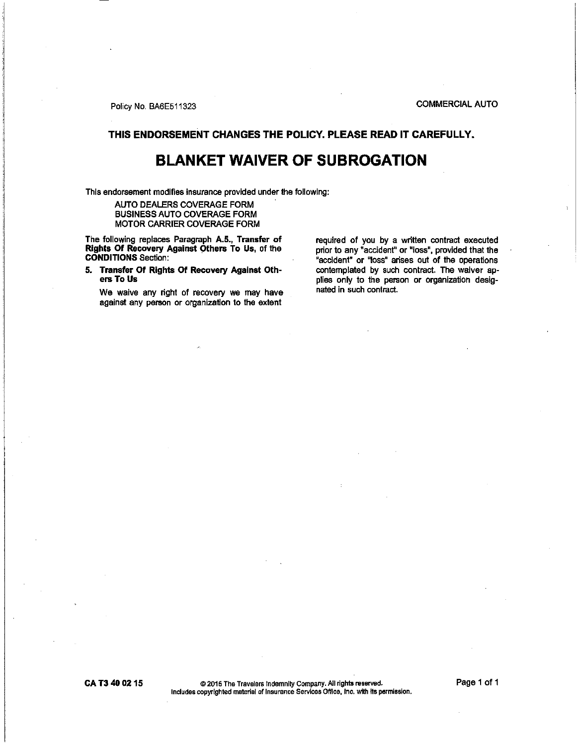Policy No. BA6E511323 COMMERCIAL AUTO

**THIS ENDORSEMENT CHANGES THE POLICY. PLEASE READ IT CAREFULLY.**

# BLANKET WAIVER OF SUBROGATION

This endorsement modifies insurance provided under the following:

AUTO DEALERS COVERAGE FORM
BUSINESS AUTO COVERAGE FORM
MOTOR CARRIER COVERAGE FORM

The following replaces Paragraph **A.5.**, **Transfer of Rights Of Recovery Against Others To Us**, of the **CONDITIONS** Section:

**5. Transfer Of Rights Of Recovery Against Others To Us**

We waive any right of recovery we may have against any person or organization to the extent required of you by a written contract executed prior to any "accident" or "loss", provided that the "accident" or "loss" arises out of the operations contemplated by such contract. The waiver applies only to the person or organization designated in such contract.

CA T3 40 02 15 © 2015 The Travelers Indemnity Company. All rights reserved. Includes copyrighted material of Insurance Services Office, Inc. with its permission.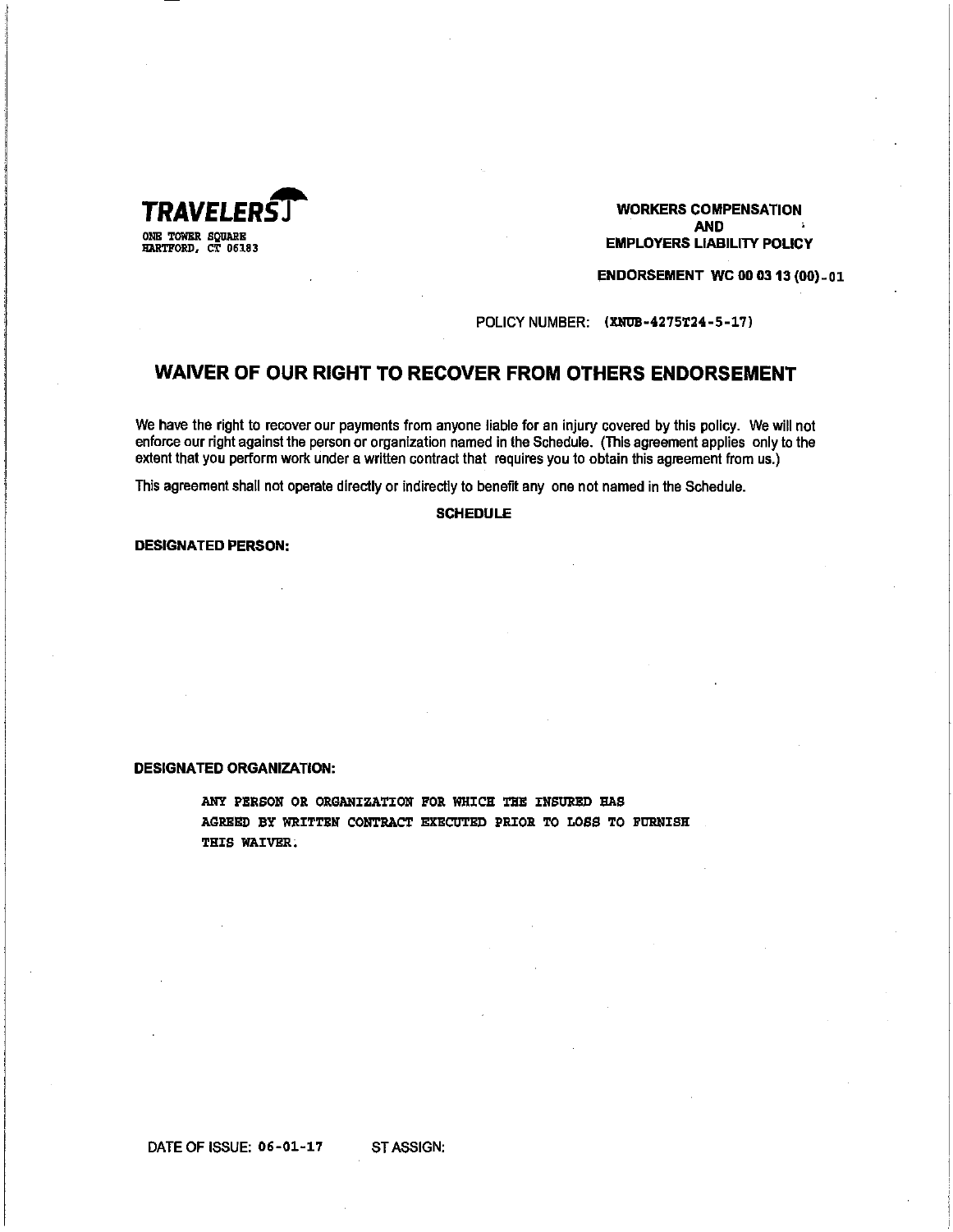**TRAVELERS**

ONE TOWER SQUARE
HARTFORD, CT 06183

**WORKERS COMPENSATION**
**AND**
**EMPLOYERS LIABILITY POLICY**

**ENDORSEMENT WC 00 03 13 (00)-01**

POLICY NUMBER: (XNUB-4275T24-5-17)

## WAIVER OF OUR RIGHT TO RECOVER FROM OTHERS ENDORSEMENT

We have the right to recover our payments from anyone liable for an injury covered by this policy. We will not enforce our right against the person or organization named in the Schedule. (This agreement applies only to the extent that you perform work under a written contract that requires you to obtain this agreement from us.)

This agreement shall not operate directly or indirectly to benefit any one not named in the Schedule.

**SCHEDULE**

**DESIGNATED PERSON:**

**DESIGNATED ORGANIZATION:**

ANY PERSON OR ORGANIZATION FOR WHICH THE INSURED HAS AGREED BY WRITTEN CONTRACT EXECUTED PRIOR TO LOSS TO FURNISH THIS WAIVER.

DATE OF ISSUE: 06-01-17 ST ASSIGN: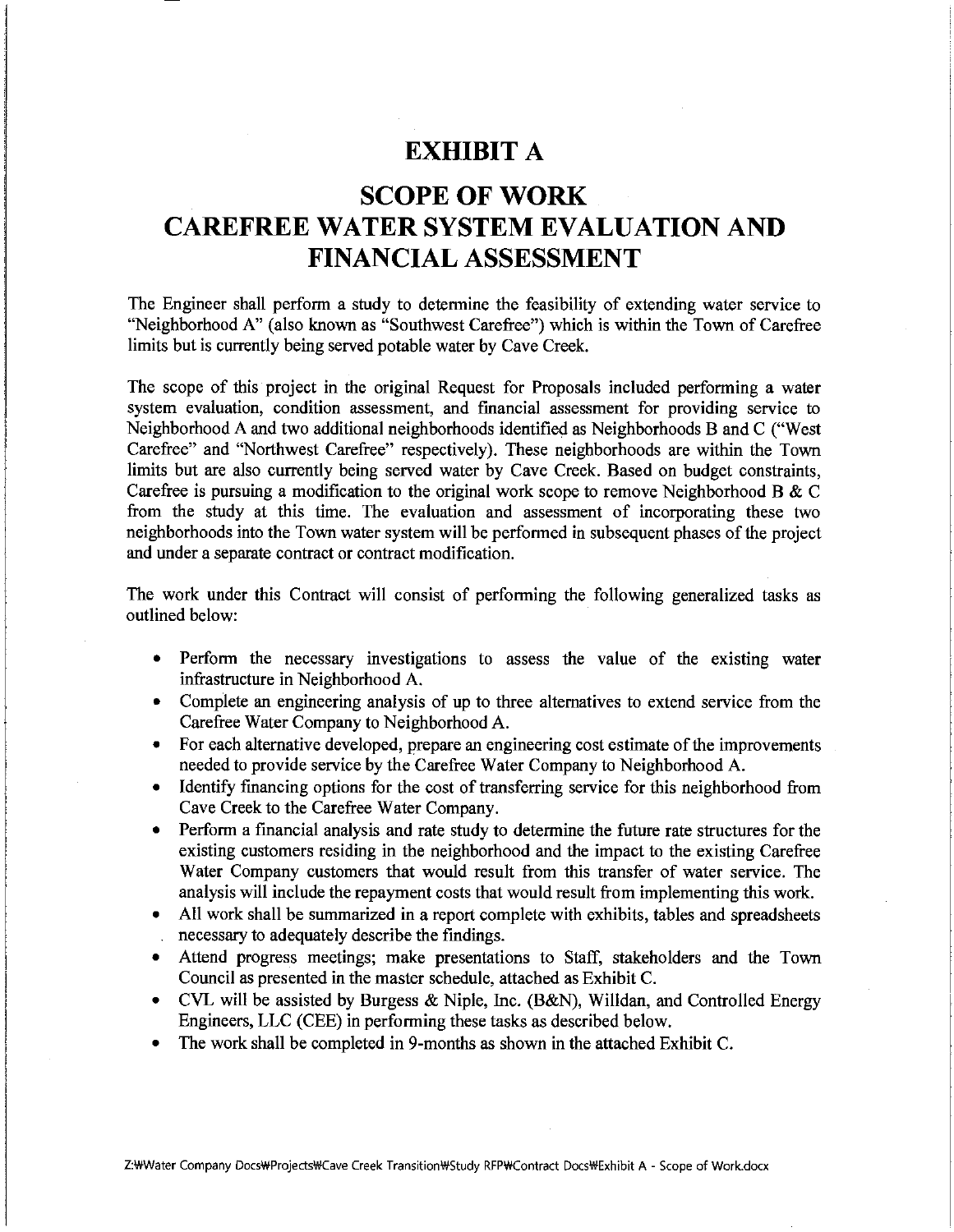# EXHIBIT A

# SCOPE OF WORK
# CAREFREE WATER SYSTEM EVALUATION AND FINANCIAL ASSESSMENT

The Engineer shall perform a study to determine the feasibility of extending water service to "Neighborhood A" (also known as "Southwest Carefree") which is within the Town of Carefree limits but is currently being served potable water by Cave Creek.

The scope of this project in the original Request for Proposals included performing a water system evaluation, condition assessment, and financial assessment for providing service to Neighborhood A and two additional neighborhoods identified as Neighborhoods B and C ("West Carefree" and "Northwest Carefree" respectively). These neighborhoods are within the Town limits but are also currently being served water by Cave Creek. Based on budget constraints, Carefree is pursuing a modification to the original work scope to remove Neighborhood B & C from the study at this time. The evaluation and assessment of incorporating these two neighborhoods into the Town water system will be performed in subsequent phases of the project and under a separate contract or contract modification.

The work under this Contract will consist of performing the following generalized tasks as outlined below:

- Perform the necessary investigations to assess the value of the existing water infrastructure in Neighborhood A.
- Complete an engineering analysis of up to three alternatives to extend service from the Carefree Water Company to Neighborhood A.
- For each alternative developed, prepare an engineering cost estimate of the improvements needed to provide service by the Carefree Water Company to Neighborhood A.
- Identify financing options for the cost of transferring service for this neighborhood from Cave Creek to the Carefree Water Company.
- Perform a financial analysis and rate study to determine the future rate structures for the existing customers residing in the neighborhood and the impact to the existing Carefree Water Company customers that would result from this transfer of water service. The analysis will include the repayment costs that would result from implementing this work.
- All work shall be summarized in a report complete with exhibits, tables and spreadsheets necessary to adequately describe the findings.
- Attend progress meetings; make presentations to Staff, stakeholders and the Town Council as presented in the master schedule, attached as Exhibit C.
- CVL will be assisted by Burgess & Niple, Inc. (B&N), Willdan, and Controlled Energy Engineers, LLC (CEE) in performing these tasks as described below.
- The work shall be completed in 9-months as shown in the attached Exhibit C.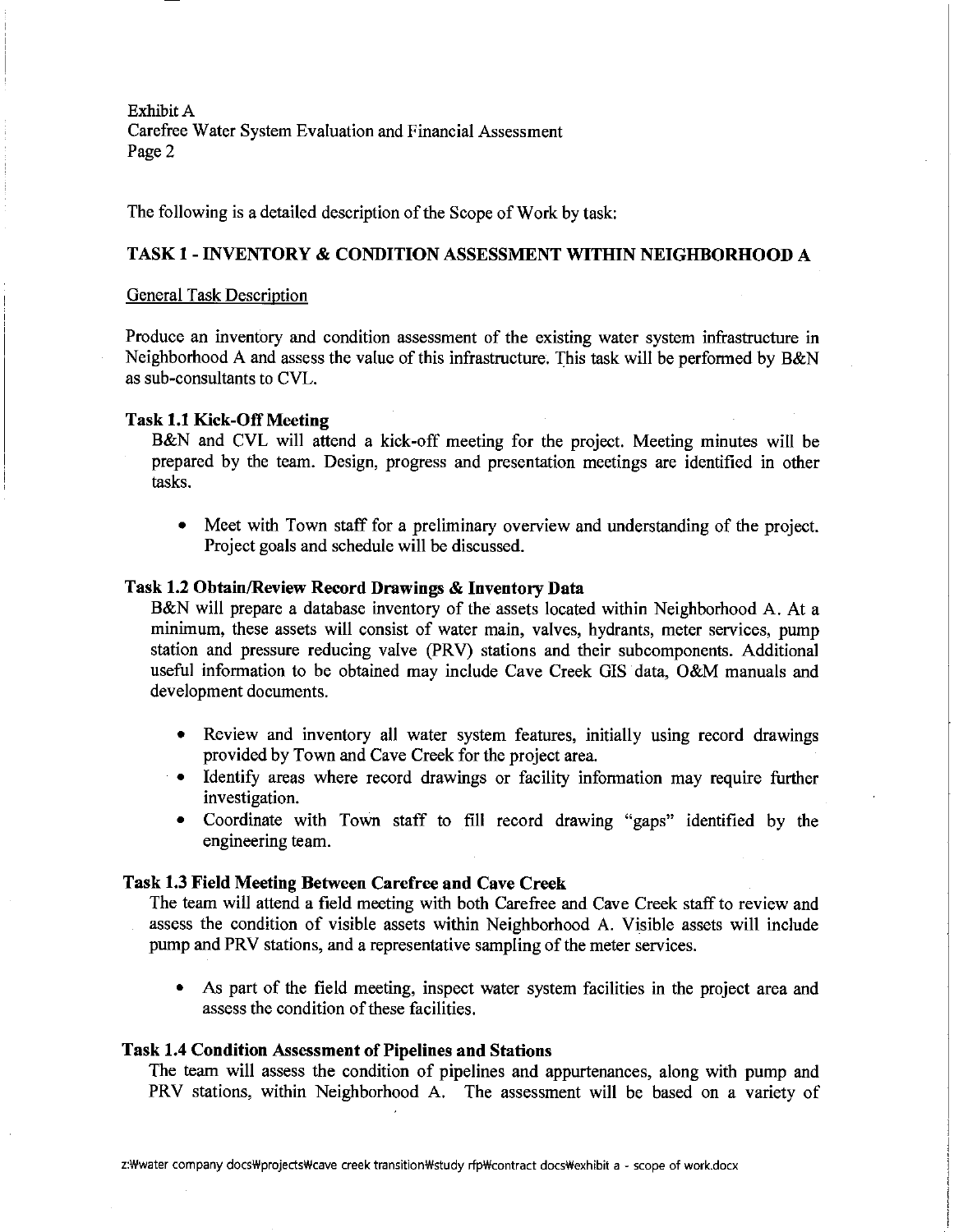The following is a detailed description of the Scope of Work by task:

## TASK 1 - INVENTORY & CONDITION ASSESSMENT WITHIN NEIGHBORHOOD A

General Task Description

Produce an inventory and condition assessment of the existing water system infrastructure in Neighborhood A and assess the value of this infrastructure. This task will be performed by B&N as sub-consultants to CVL.

### Task 1.1 Kick-Off Meeting

B&N and CVL will attend a kick-off meeting for the project. Meeting minutes will be prepared by the team. Design, progress and presentation meetings are identified in other tasks.

- Meet with Town staff for a preliminary overview and understanding of the project. Project goals and schedule will be discussed.

### Task 1.2 Obtain/Review Record Drawings & Inventory Data

B&N will prepare a database inventory of the assets located within Neighborhood A. At a minimum, these assets will consist of water main, valves, hydrants, meter services, pump station and pressure reducing valve (PRV) stations and their subcomponents. Additional useful information to be obtained may include Cave Creek GIS data, O&M manuals and development documents.

- Review and inventory all water system features, initially using record drawings provided by Town and Cave Creek for the project area.
- Identify areas where record drawings or facility information may require further investigation.
- Coordinate with Town staff to fill record drawing "gaps" identified by the engineering team.

### Task 1.3 Field Meeting Between Carefree and Cave Creek

The team will attend a field meeting with both Carefree and Cave Creek staff to review and assess the condition of visible assets within Neighborhood A. Visible assets will include pump and PRV stations, and a representative sampling of the meter services.

- As part of the field meeting, inspect water system facilities in the project area and assess the condition of these facilities.

### Task 1.4 Condition Assessment of Pipelines and Stations

The team will assess the condition of pipelines and appurtenances, along with pump and PRV stations, within Neighborhood A. The assessment will be based on a variety of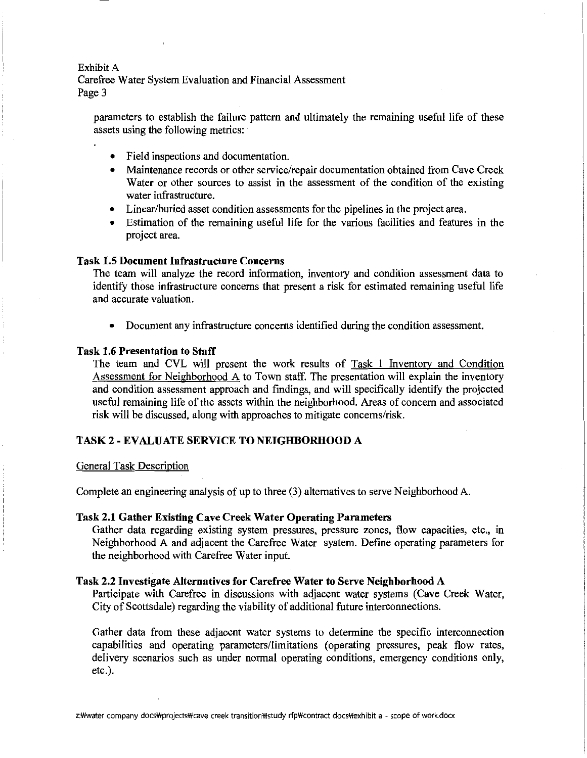parameters to establish the failure pattern and ultimately the remaining useful life of these assets using the following metrics:

- Field inspections and documentation.
- Maintenance records or other service/repair documentation obtained from Cave Creek Water or other sources to assist in the assessment of the condition of the existing water infrastructure.
- Linear/buried asset condition assessments for the pipelines in the project area.
- Estimation of the remaining useful life for the various facilities and features in the project area.

**Task 1.5 Document Infrastructure Concerns**

The team will analyze the record information, inventory and condition assessment data to identify those infrastructure concerns that present a risk for estimated remaining useful life and accurate valuation.

- Document any infrastructure concerns identified during the condition assessment.

**Task 1.6 Presentation to Staff**

The team and CVL will present the work results of Task 1 Inventory and Condition Assessment for Neighborhood A to Town staff. The presentation will explain the inventory and condition assessment approach and findings, and will specifically identify the projected useful remaining life of the assets within the neighborhood. Areas of concern and associated risk will be discussed, along with approaches to mitigate concerns/risk.

## TASK 2 - EVALUATE SERVICE TO NEIGHBORHOOD A

General Task Description

Complete an engineering analysis of up to three (3) alternatives to serve Neighborhood A.

**Task 2.1 Gather Existing Cave Creek Water Operating Parameters**

Gather data regarding existing system pressures, pressure zones, flow capacities, etc., in Neighborhood A and adjacent the Carefree Water system. Define operating parameters for the neighborhood with Carefree Water input.

**Task 2.2 Investigate Alternatives for Carefree Water to Serve Neighborhood A**

Participate with Carefree in discussions with adjacent water systems (Cave Creek Water, City of Scottsdale) regarding the viability of additional future interconnections.

Gather data from these adjacent water systems to determine the specific interconnection capabilities and operating parameters/limitations (operating pressures, peak flow rates, delivery scenarios such as under normal operating conditions, emergency conditions only, etc.).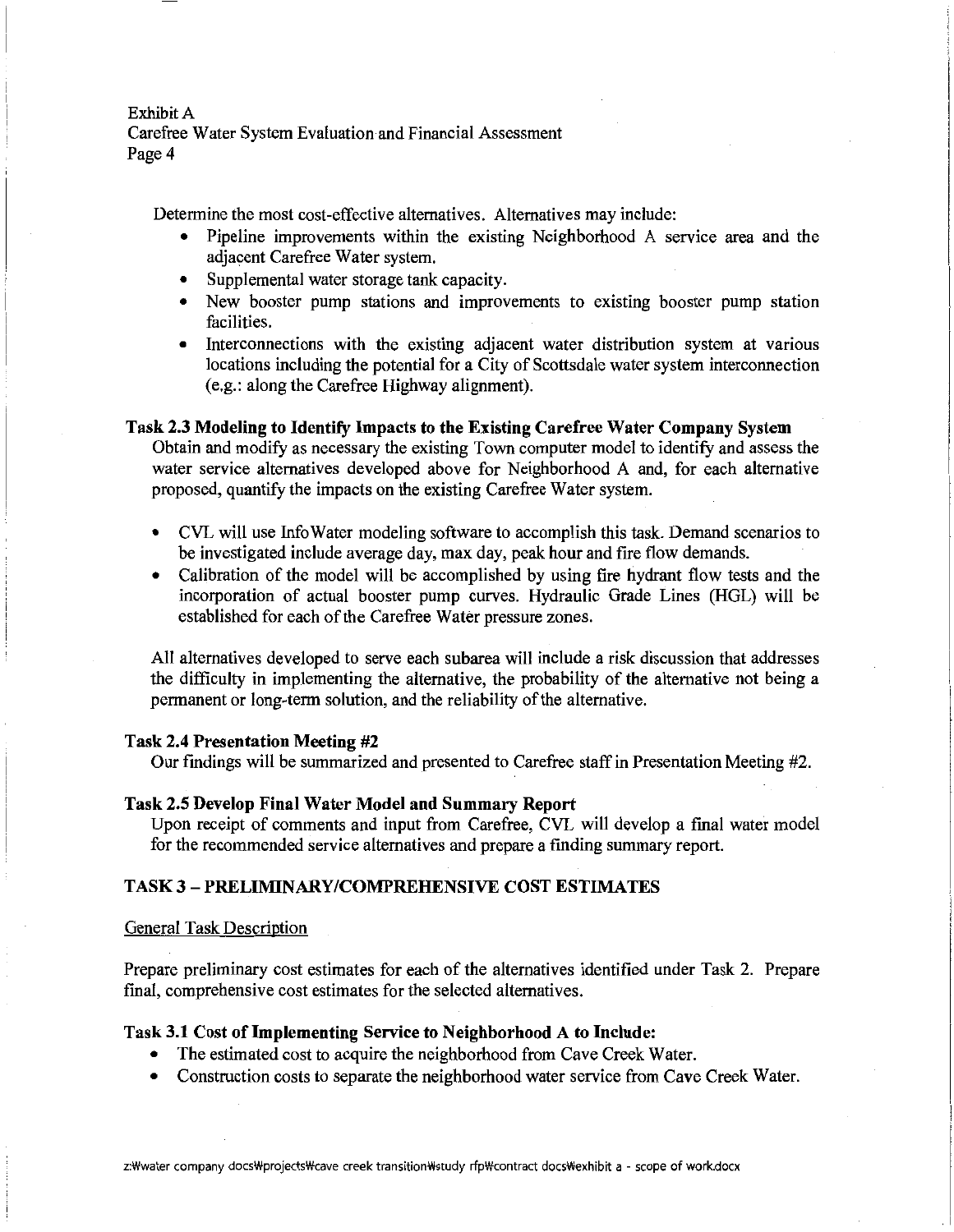Determine the most cost-effective alternatives. Alternatives may include:

- Pipeline improvements within the existing Neighborhood A service area and the adjacent Carefree Water system.
- Supplemental water storage tank capacity.
- New booster pump stations and improvements to existing booster pump station facilities.
- Interconnections with the existing adjacent water distribution system at various locations including the potential for a City of Scottsdale water system interconnection (e.g.: along the Carefree Highway alignment).

**Task 2.3 Modeling to Identify Impacts to the Existing Carefree Water Company System**

Obtain and modify as necessary the existing Town computer model to identify and assess the water service alternatives developed above for Neighborhood A and, for each alternative proposed, quantify the impacts on the existing Carefree Water system.

- CVL will use InfoWater modeling software to accomplish this task. Demand scenarios to be investigated include average day, max day, peak hour and fire flow demands.
- Calibration of the model will be accomplished by using fire hydrant flow tests and the incorporation of actual booster pump curves. Hydraulic Grade Lines (HGL) will be established for each of the Carefree Water pressure zones.

All alternatives developed to serve each subarea will include a risk discussion that addresses the difficulty in implementing the alternative, the probability of the alternative not being a permanent or long-term solution, and the reliability of the alternative.

**Task 2.4 Presentation Meeting #2**

Our findings will be summarized and presented to Carefree staff in Presentation Meeting #2.

**Task 2.5 Develop Final Water Model and Summary Report**

Upon receipt of comments and input from Carefree, CVL will develop a final water model for the recommended service alternatives and prepare a finding summary report.

## TASK 3 – PRELIMINARY/COMPREHENSIVE COST ESTIMATES

General Task Description

Prepare preliminary cost estimates for each of the alternatives identified under Task 2. Prepare final, comprehensive cost estimates for the selected alternatives.

**Task 3.1 Cost of Implementing Service to Neighborhood A to Include:**

- The estimated cost to acquire the neighborhood from Cave Creek Water.
- Construction costs to separate the neighborhood water service from Cave Creek Water.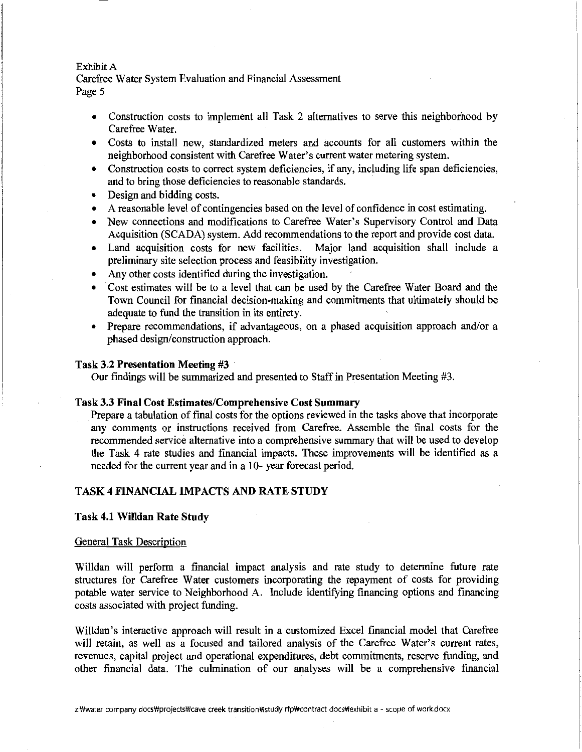- Construction costs to implement all Task 2 alternatives to serve this neighborhood by Carefree Water.
- Costs to install new, standardized meters and accounts for all customers within the neighborhood consistent with Carefree Water's current water metering system.
- Construction costs to correct system deficiencies, if any, including life span deficiencies, and to bring those deficiencies to reasonable standards.
- Design and bidding costs.
- A reasonable level of contingencies based on the level of confidence in cost estimating.
- New connections and modifications to Carefree Water's Supervisory Control and Data Acquisition (SCADA) system. Add recommendations to the report and provide cost data.
- Land acquisition costs for new facilities. Major land acquisition shall include a preliminary site selection process and feasibility investigation.
- Any other costs identified during the investigation.
- Cost estimates will be to a level that can be used by the Carefree Water Board and the Town Council for financial decision-making and commitments that ultimately should be adequate to fund the transition in its entirety.
- Prepare recommendations, if advantageous, on a phased acquisition approach and/or a phased design/construction approach.

**Task 3.2 Presentation Meeting #3**

Our findings will be summarized and presented to Staff in Presentation Meeting #3.

**Task 3.3 Final Cost Estimates/Comprehensive Cost Summary**

Prepare a tabulation of final costs for the options reviewed in the tasks above that incorporate any comments or instructions received from Carefree. Assemble the final costs for the recommended service alternative into a comprehensive summary that will be used to develop the Task 4 rate studies and financial impacts. These improvements will be identified as a needed for the current year and in a 10- year forecast period.

## TASK 4 FINANCIAL IMPACTS AND RATE STUDY

**Task 4.1 Willdan Rate Study**

General Task Description

Willdan will perform a financial impact analysis and rate study to determine future rate structures for Carefree Water customers incorporating the repayment of costs for providing potable water service to Neighborhood A. Include identifying financing options and financing costs associated with project funding.

Willdan's interactive approach will result in a customized Excel financial model that Carefree will retain, as well as a focused and tailored analysis of the Carefree Water's current rates, revenues, capital project and operational expenditures, debt commitments, reserve funding, and other financial data. The culmination of our analyses will be a comprehensive financial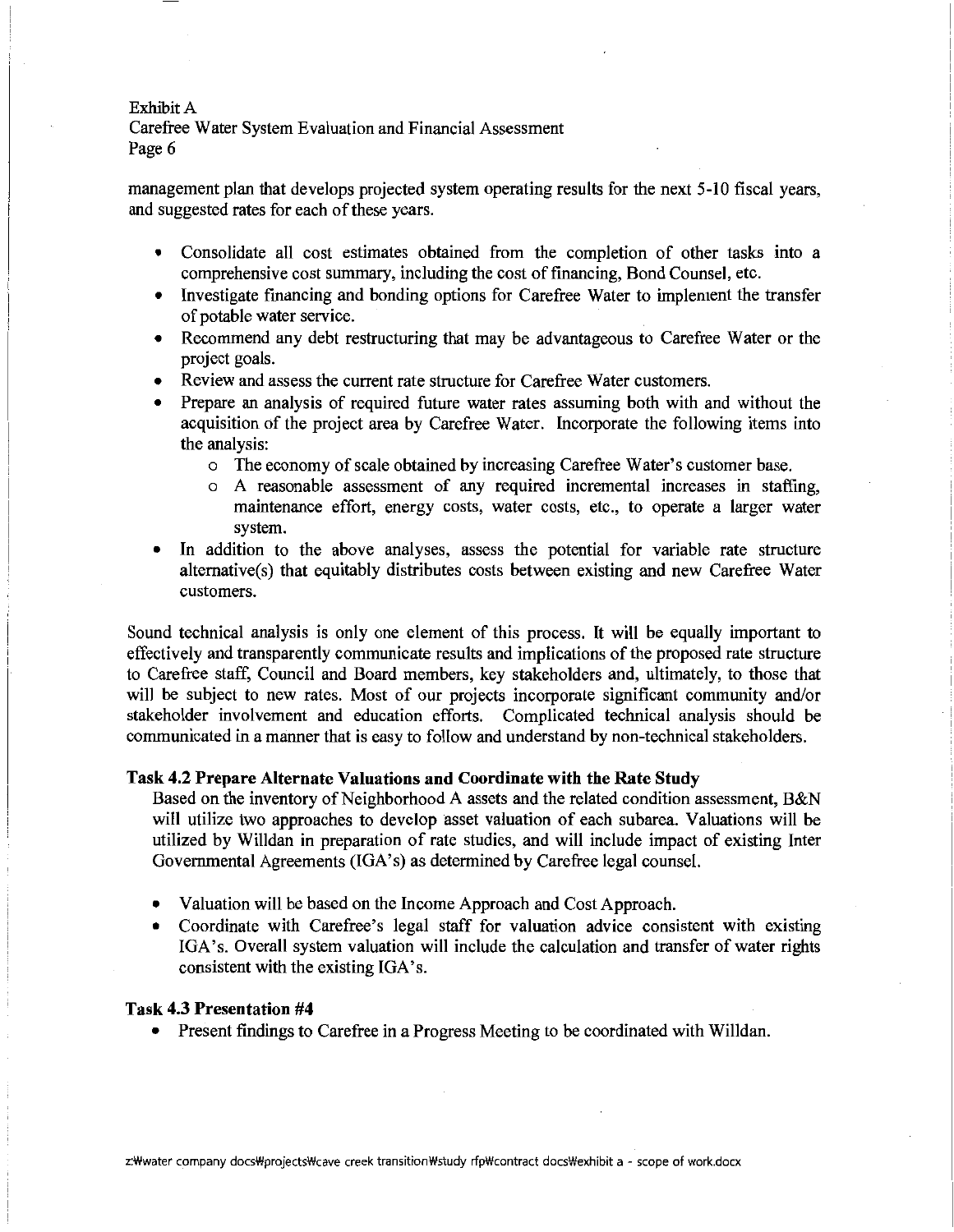management plan that develops projected system operating results for the next 5-10 fiscal years, and suggested rates for each of these years.

- Consolidate all cost estimates obtained from the completion of other tasks into a comprehensive cost summary, including the cost of financing, Bond Counsel, etc.
- Investigate financing and bonding options for Carefree Water to implement the transfer of potable water service.
- Recommend any debt restructuring that may be advantageous to Carefree Water or the project goals.
- Review and assess the current rate structure for Carefree Water customers.
- Prepare an analysis of required future water rates assuming both with and without the acquisition of the project area by Carefree Water. Incorporate the following items into the analysis:
  - The economy of scale obtained by increasing Carefree Water's customer base.
  - A reasonable assessment of any required incremental increases in staffing, maintenance effort, energy costs, water costs, etc., to operate a larger water system.
- In addition to the above analyses, assess the potential for variable rate structure alternative(s) that equitably distributes costs between existing and new Carefree Water customers.

Sound technical analysis is only one element of this process. It will be equally important to effectively and transparently communicate results and implications of the proposed rate structure to Carefree staff, Council and Board members, key stakeholders and, ultimately, to those that will be subject to new rates. Most of our projects incorporate significant community and/or stakeholder involvement and education efforts. Complicated technical analysis should be communicated in a manner that is easy to follow and understand by non-technical stakeholders.

**Task 4.2 Prepare Alternate Valuations and Coordinate with the Rate Study**

Based on the inventory of Neighborhood A assets and the related condition assessment, B&N will utilize two approaches to develop asset valuation of each subarea. Valuations will be utilized by Willdan in preparation of rate studies, and will include impact of existing Inter Governmental Agreements (IGA's) as determined by Carefree legal counsel.

- Valuation will be based on the Income Approach and Cost Approach.
- Coordinate with Carefree's legal staff for valuation advice consistent with existing IGA's. Overall system valuation will include the calculation and transfer of water rights consistent with the existing IGA's.

**Task 4.3 Presentation #4**

- Present findings to Carefree in a Progress Meeting to be coordinated with Willdan.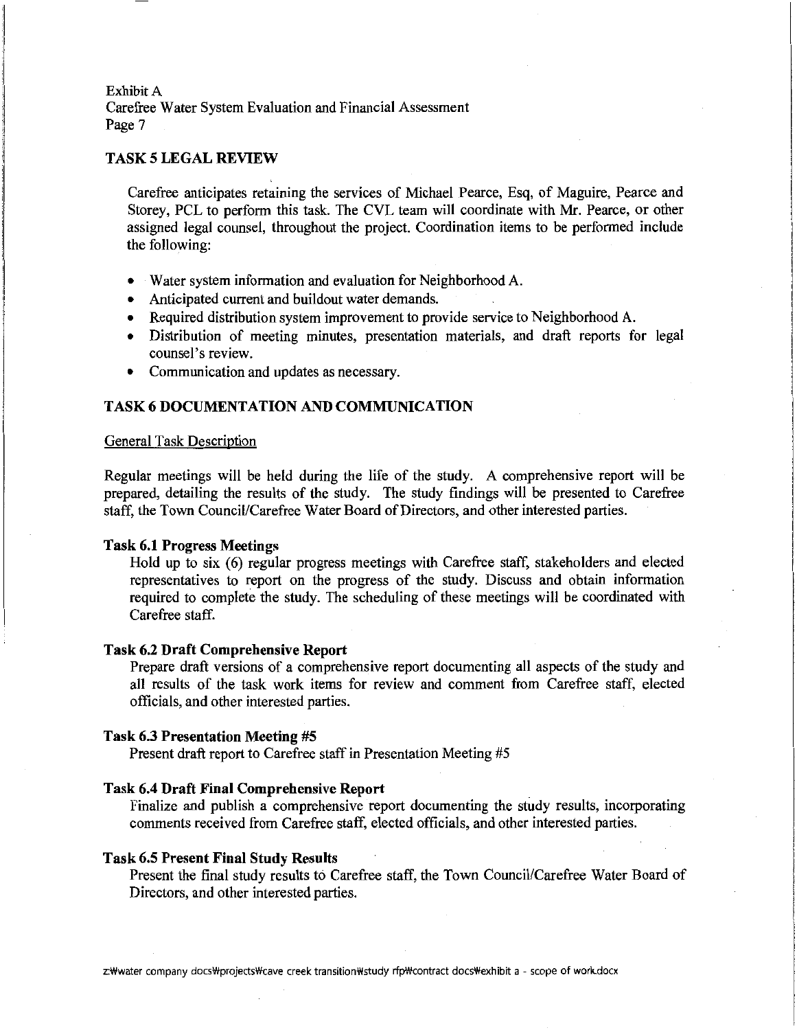Exhibit A
Carefree Water System Evaluation and Financial Assessment
Page 7

## TASK 5 LEGAL REVIEW

Carefree anticipates retaining the services of Michael Pearce, Esq, of Maguire, Pearce and Storey, PCL to perform this task. The CVL team will coordinate with Mr. Pearce, or other assigned legal counsel, throughout the project. Coordination items to be performed include the following:

- Water system information and evaluation for Neighborhood A.
- Anticipated current and buildout water demands.
- Required distribution system improvement to provide service to Neighborhood A.
- Distribution of meeting minutes, presentation materials, and draft reports for legal counsel's review.
- Communication and updates as necessary.

## TASK 6 DOCUMENTATION AND COMMUNICATION

General Task Description

Regular meetings will be held during the life of the study. A comprehensive report will be prepared, detailing the results of the study. The study findings will be presented to Carefree staff, the Town Council/Carefree Water Board of Directors, and other interested parties.

### Task 6.1 Progress Meetings

Hold up to six (6) regular progress meetings with Carefree staff, stakeholders and elected representatives to report on the progress of the study. Discuss and obtain information required to complete the study. The scheduling of these meetings will be coordinated with Carefree staff.

### Task 6.2 Draft Comprehensive Report

Prepare draft versions of a comprehensive report documenting all aspects of the study and all results of the task work items for review and comment from Carefree staff, elected officials, and other interested parties.

### Task 6.3 Presentation Meeting #5

Present draft report to Carefree staff in Presentation Meeting #5

### Task 6.4 Draft Final Comprehensive Report

Finalize and publish a comprehensive report documenting the study results, incorporating comments received from Carefree staff, elected officials, and other interested parties.

### Task 6.5 Present Final Study Results

Present the final study results to Carefree staff, the Town Council/Carefree Water Board of Directors, and other interested parties.

z:\water company docs\projects\cave creek transition\study rfp\contract docs\exhibit a - scope of work.docx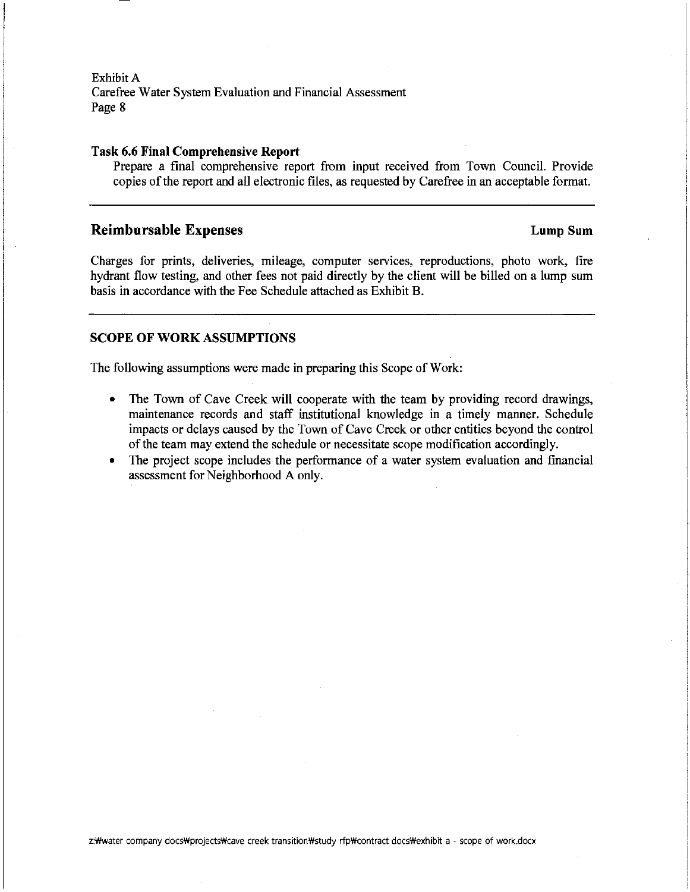Exhibit A
Carefree Water System Evaluation and Financial Assessment
Page 8

**Task 6.6 Final Comprehensive Report**

Prepare a final comprehensive report from input received from Town Council. Provide copies of the report and all electronic files, as requested by Carefree in an acceptable format.

---

## Reimbursable Expenses — Lump Sum

Charges for prints, deliveries, mileage, computer services, reproductions, photo work, fire hydrant flow testing, and other fees not paid directly by the client will be billed on a lump sum basis in accordance with the Fee Schedule attached as Exhibit B.

---

**SCOPE OF WORK ASSUMPTIONS**

The following assumptions were made in preparing this Scope of Work:

- The Town of Cave Creek will cooperate with the team by providing record drawings, maintenance records and staff institutional knowledge in a timely manner. Schedule impacts or delays caused by the Town of Cave Creek or other entities beyond the control of the team may extend the schedule or necessitate scope modification accordingly.
- The project scope includes the performance of a water system evaluation and financial assessment for Neighborhood A only.

z:\water company docs\projects\cave creek transition\study rfp\contract docs\exhibit a - scope of work.docx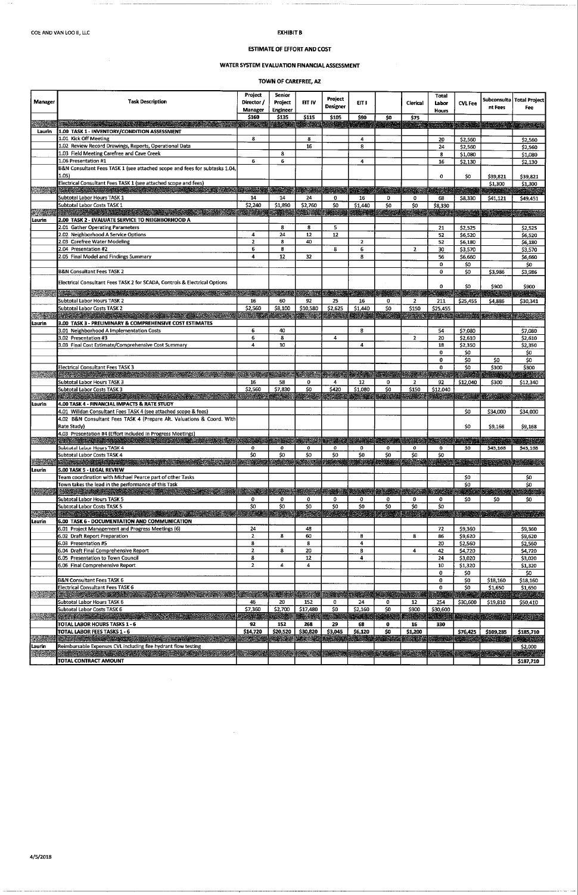COE AND VAN LOO II, LLC

EXHIBIT B

# ESTIMATE OF EFFORT AND COST

## WATER SYSTEM EVALUATION FINANCIAL ASSESSMENT

### TOWN OF CAREFREE, AZ

| Manager | Task Description | Project Director / Manager | Senior Project Engineer | EIT IV | Project Designer | EIT I | | Clerical | Total Labor Hours | CVL Fee | Subconsultant Fees | Total Project Fee |
|---|---|---|---|---|---|---|---|---|---|---|---|---|
| | | $160 | $135 | $115 | $105 | $90 | $0 | $75 | | | | |
| Laurin | 1.00 TASK 1 - INVENTORY/CONDITION ASSESSMENT | | | | | | | | | | | |
| | 1.01 Kick Off Meeting | 8 | | 8 | | 4 | | | 20 | $2,560 | | $2,560 |
| | 1.02 Review Record Drawings, Reports, Operational Data | | | 16 | | 8 | | | 24 | $2,560 | | $2,560 |
| | 1.03 Field Meeting Carefree and Cave Creek | | 8 | | | | | | 8 | $1,080 | | $1,080 |
| | 1.06 Presentation #1 | 6 | 6 | | | 4 | | | 16 | $2,130 | | $2,130 |
| | B&N Consultant Fees TASK 1 (see attached scope and fees for subtasks 1.04, 1.05) | | | | | | | | 0 | $0 | $39,821 | $39,821 |
| | Electrical Consultant Fees TASK 1 (see attached scope and fees) | | | | | | | | | | $1,300 | $1,300 |
| | Subtotal Labor Hours TASK 1 | 14 | 14 | 24 | 0 | 16 | 0 | 0 | 68 | $8,330 | $41,121 | $49,451 |
| | Subtotal Labor Costs TASK 1 | $2,240 | $1,890 | $2,760 | $0 | $1,440 | $0 | $0 | $8,330 | | | |
| Laurin | 2.00 TASK 2 - EVALUATE SERVICE TO NEIGHBORHOOD A | | | | | | | | | | | |
| | 2.01 Gather Operating Parameters | | 8 | 8 | 5 | | | | 21 | $2,525 | | $2,525 |
| | 2.02 Neighborhood A Service Options | 4 | 24 | 12 | 12 | | | | 52 | $6,520 | | $6,520 |
| | 2.03 Carefree Water Modeling | 2 | 8 | 40 | | 2 | | | 52 | $6,180 | | $6,180 |
| | 2.04 Presentation #2 | 6 | 8 | | 8 | 6 | | 2 | 30 | $3,570 | | $3,570 |
| | 2.05 Final Model and Findings Summary | 4 | 12 | 32 | | 8 | | | 56 | $6,660 | | $6,660 |
| | | | | | | | | | 0 | $0 | | $0 |
| | B&N Consultant Fees TASK 2 | | | | | | | | 0 | $0 | $3,986 | $3,986 |
| | Electrical Consultant Fees TASK 2 for SCADA, Controls & Electrical Options | | | | | | | | 0 | $0 | $900 | $900 |
| | Subtotal Labor Hours TASK 2 | 16 | 60 | 92 | 25 | 16 | 0 | 2 | 211 | $25,455 | $4,886 | $30,341 |
| | Subtotal Labor Costs TASK 2 | $2,560 | $8,100 | $10,580 | $2,625 | $1,440 | $0 | $150 | $25,455 | | | |
| Laurin | 3.00 TASK 3 - PRELIMINARY & COMPREHENSIVE COST ESTIMATES | | | | | | | | | | | |
| | 3.01 Neighborhood A Implementation Costs | 6 | 40 | | | 8 | | | 54 | $7,080 | | $7,080 |
| | 3.02 Presentation #3 | 6 | 8 | | 4 | | | 2 | 20 | $2,610 | | $2,610 |
| | 3.03 Final Cost Estimate/Comprehensive Cost Summary | 4 | 10 | | | 4 | | | 18 | $2,350 | | $2,350 |
| | | | | | | | | | 0 | $0 | | $0 |
| | | | | | | | | | 0 | $0 | $0 | $0 |
| | Electrical Consultant Fees TASK 3 | | | | | | | | 0 | $0 | $300 | $300 |
| | Subtotal Labor Hours TASK 3 | 16 | 58 | 0 | 4 | 12 | 0 | 2 | 92 | $12,040 | $300 | $12,340 |
| | Subtotal Labor Costs TASK 3 | $2,560 | $7,830 | $0 | $420 | $1,080 | $0 | $150 | $12,040 | | | |
| Laurin | 4.00 TASK 4 - FINANCIAL IMPACTS & RATE STUDY | | | | | | | | | | | |
| | 4.01 Willdan Consultant Fees TASK 4 (see attached scope & fees) | | | | | | | | | $0 | $34,000 | $34,000 |
| | 4.02 B&N Consultant Fees TASK 4 (Prepare Alt. Valuations & Coord. With Rate Study) | | | | | | | | | $0 | $9,168 | $9,168 |
| | 4.03 Presentation #4 (Effort included in Progress Meetings) | | | | | | | | | | | |
| | Subtotal Labor Hours TASK 4 | 0 | 0 | 0 | 0 | 0 | 0 | 0 | 0 | $0 | $43,168 | $43,168 |
| | Subtotal Labor Costs TASK 4 | $0 | $0 | $0 | $0 | $0 | $0 | $0 | $0 | | | |
| Laurin | 5.00 TASK 5 - LEGAL REVIEW | | | | | | | | | | | |
| | Team coordination with Michael Pearce part of other Tasks | | | | | | | | | $0 | | $0 |
| | Town takes the lead in the performance of this Task | | | | | | | | | $0 | | $0 |
| | Subtotal Labor Hours TASK 5 | 0 | 0 | 0 | 0 | 0 | 0 | 0 | 0 | $0 | $0 | $0 |
| | Subtotal Labor Costs TASK 5 | $0 | $0 | $0 | $0 | $0 | $0 | $0 | $0 | | | |
| Laurin | 6.00 TASK 6 - DOCUMENTATION AND COMMUNICATION | | | | | | | | | | | |
| | 6.01 Project Management and Progress Meetings (6) | 24 | | 48 | | | | | 72 | $9,360 | | $9,360 |
| | 6.02 Draft Report Preparation | 2 | 8 | 60 | | 8 | | 8 | 86 | $9,620 | | $9,620 |
| | 6.03 Presentation #5 | 8 | | 8 | | 4 | | | 20 | $2,560 | | $2,560 |
| | 6.04 Draft Final Comprehensive Report | 2 | 8 | 20 | | 8 | | 4 | 42 | $4,720 | | $4,720 |
| | 6.05 Presentation to Town Council | 8 | | 12 | | 4 | | | 24 | $3,020 | | $3,020 |
| | 6.06 Final Comprehensive Report | 2 | 4 | 4 | | | | | 10 | $1,320 | | $1,320 |
| | | | | | | | | | 0 | $0 | | $0 |
| | B&N Consultant Fees TASK 6 | | | | | | | | 0 | $0 | $18,160 | $18,160 |
| | Electrical Consultant Fees TASK 6 | | | | | | | | 0 | $0 | $1,650 | $1,650 |
| | Subtotal Labor Hours TASK 6 | 46 | 20 | 152 | 0 | 24 | 0 | 12 | 254 | $30,600 | $19,810 | $50,410 |
| | Subtotal Labor Costs TASK 6 | $7,360 | $2,700 | $17,480 | $0 | $2,160 | $0 | $900 | $30,600 | | | |
| | TOTAL LABOR HOURS TASKS 1 - 6 | 92 | 152 | 268 | 29 | 68 | 0 | 16 | 330 | | | |
| | TOTAL LABOR FEES TASKS 1 - 6 | $14,720 | $20,520 | $30,820 | $3,045 | $6,120 | $0 | $1,200 | | $76,425 | $109,285 | $185,710 |
| Laurin | Reimbursable Expenses CVL including fire hydrant flow testing | | | | | | | | | | | $2,000 |
| | TOTAL CONTRACT AMOUNT | | | | | | | | | | | $187,710 |

4/5/2018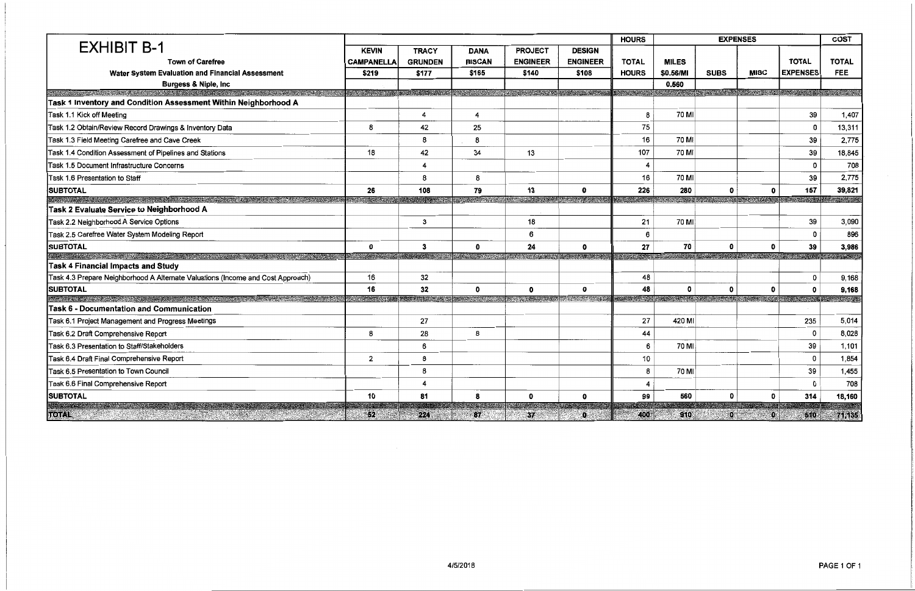| EXHIBIT B-1 | | | | | | HOURS | EXPENSES | | | | COST |
|---|---|---|---|---|---|---|---|---|---|---|---|
| **Town of Carefree** | **KEVIN CAMPANELLA** | **TRACY GRUNDEN** | **DANA BISCAN** | **PROJECT ENGINEER** | **DESIGN ENGINEER** | **TOTAL HOURS** | **MILES** | **SUBS** | **MISC** | **TOTAL EXPENSES** | **TOTAL FEE** |
| **Water System Evaluation and Financial Assessment** | **$219** | **$177** | **$165** | **$140** | **$108** | | **$0.56/MI** | | | | |
| **Burgess & Niple, Inc** | | | | | | | **0.560** | | | | |
| **Task 1 Inventory and Condition Assessment Within Neighborhood A** | | | | | | | | | | | |
| Task 1.1 Kick off Meeting | | 4 | 4 | | | 8 | 70 MI | | | 39 | 1,407 |
| Task 1.2 Obtain/Review Record Drawings & Inventory Data | 8 | 42 | 25 | | | 75 | | | | 0 | 13,311 |
| Task 1.3 Field Meeting Carefree and Cave Creek | | 8 | 8 | | | 16 | 70 MI | | | 39 | 2,775 |
| Task 1.4 Condition Assessment of Pipelines and Stations | 18 | 42 | 34 | 13 | | 107 | 70 MI | | | 39 | 18,845 |
| Task 1.5 Document Infrastructure Concerns | | 4 | | | | 4 | | | | 0 | 708 |
| Task 1.6 Presentation to Staff | | 8 | 8 | | | 16 | 70 MI | | | 39 | 2,775 |
| **SUBTOTAL** | **26** | **108** | **79** | **13** | **0** | **226** | **280** | **0** | **0** | **157** | **39,821** |
| **Task 2 Evaluate Service to Neighborhood A** | | | | | | | | | | | |
| Task 2.2 Neighborhood A Service Options | | 3 | | 18 | | 21 | 70 MI | | | 39 | 3,090 |
| Task 2.5 Carefree Water System Modeling Report | | | | 6 | | 6 | | | | 0 | 896 |
| **SUBTOTAL** | **0** | **3** | **0** | **24** | **0** | **27** | **70** | **0** | **0** | **39** | **3,986** |
| **Task 4 Financial Impacts and Study** | | | | | | | | | | | |
| Task 4.3 Prepare Neighborhood A Alternate Valuations (Income and Cost Approach) | 16 | 32 | | | | 48 | | | | 0 | 9,168 |
| **SUBTOTAL** | **16** | **32** | **0** | **0** | **0** | **48** | **0** | **0** | **0** | **0** | **9,168** |
| **Task 6 - Documentation and Communication** | | | | | | | | | | | |
| Task 6.1 Project Management and Progress Meetings | | 27 | | | | 27 | 420 MI | | | 235 | 5,014 |
| Task 6.2 Draft Comprehensive Report | 8 | 28 | 8 | | | 44 | | | | 0 | 8,028 |
| Task 6.3 Presentation to Staff/Stakeholders | | 6 | | | | 6 | 70 MI | | | 39 | 1,101 |
| Task 6.4 Draft Final Comprehensive Report | 2 | 8 | | | | 10 | | | | 0 | 1,854 |
| Task 6.5 Presentation to Town Council | | 8 | | | | 8 | 70 MI | | | 39 | 1,455 |
| Task 6.6 Final Comprehensive Report | | 4 | | | | 4 | | | | 0 | 708 |
| **SUBTOTAL** | **10** | **81** | **8** | **0** | **0** | **99** | **560** | **0** | **0** | **314** | **18,160** |
| **TOTAL** | **52** | **224** | **87** | **37** | **0** | **400** | **910** | **0** | **0** | **510** | **71,135** |

4/5/2018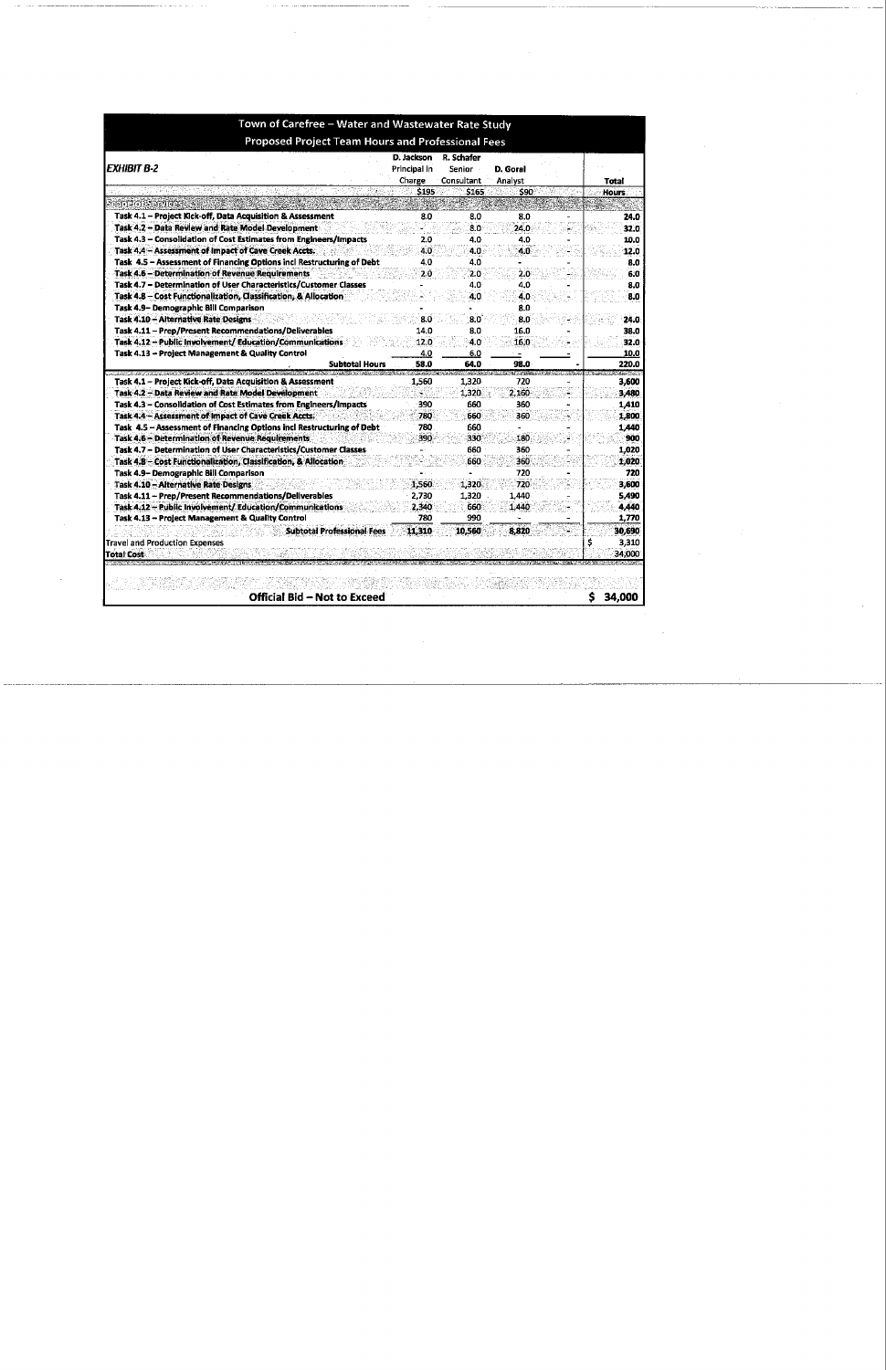| Town of Carefree – Water and Wastewater Rate Study | | | | | |
|---|---|---|---|---|---|
| Proposed Project Team Hours and Professional Fees | | | | | |
| *EXHIBIT B-2* | D. Jackson Principal In Charge | R. Schafer Senior Consultant | D. Goral Analyst | | Total Hours |
| | $195 | $165 | $90 | | |
| Scope of Services | | | | | |
| Task 4.1 – Project Kick-off, Data Acquisition & Assessment | 8.0 | 8.0 | 8.0 | - | 24.0 |
| Task 4.2 – Data Review and Rate Model Development | - | 8.0 | 24.0 | - | 32.0 |
| Task 4.3 – Consolidation of Cost Estimates from Engineers/Impacts | 2.0 | 4.0 | 4.0 | - | 10.0 |
| Task 4.4 – Assessment of Impact of Cave Creek Accts. | 4.0 | 4.0 | 4.0 | - | 12.0 |
| Task 4.5 – Assessment of Financing Options incl Restructuring of Debt | 4.0 | 4.0 | - | - | 8.0 |
| Task 4.6 – Determination of Revenue Requirements | 2.0 | 2.0 | 2.0 | - | 6.0 |
| Task 4.7 – Determination of User Characteristics/Customer Classes | - | 4.0 | 4.0 | - | 8.0 |
| Task 4.8 – Cost Functionalization, Classification, & Allocation | - | 4.0 | 4.0 | - | 8.0 |
| Task 4.9– Demographic Bill Comparison | - | - | 8.0 | | |
| Task 4.10 – Alternative Rate Designs | 8.0 | 8.0 | 8.0 | - | 24.0 |
| Task 4.11 – Prep/Present Recommendations/Deliverables | 14.0 | 8.0 | 16.0 | - | 38.0 |
| Task 4.12 – Public Involvement/ Education/Communications | 12.0 | 4.0 | 16.0 | - | 32.0 |
| Task 4.13 – Project Management & Quality Control | 4.0 | 6.0 | - | - | 10.0 |
| **Subtotal Hours** | **58.0** | **64.0** | **98.0** | - | **220.0** |
| Task 4.1 – Project Kick-off, Data Acquisition & Assessment | 1,560 | 1,320 | 720 | - | 3,600 |
| Task 4.2 – Data Review and Rate Model Development | - | 1,320 | 2,160 | - | 3,480 |
| Task 4.3 – Consolidation of Cost Estimates from Engineers/Impacts | 390 | 660 | 360 | - | 1,410 |
| Task 4.4 – Assessment of Impact of Cave Creek Accts. | 780 | 660 | 360 | - | 1,800 |
| Task 4.5 – Assessment of Financing Options incl Restructuring of Debt | 780 | 660 | - | - | 1,440 |
| Task 4.6 – Determination of Revenue Requirements | 390 | 330 | 180 | - | 900 |
| Task 4.7 – Determination of User Characteristics/Customer Classes | - | 660 | 360 | - | 1,020 |
| Task 4.8 – Cost Functionalization, Classification, & Allocation | - | 660 | 360 | - | 1,020 |
| Task 4.9– Demographic Bill Comparison | - | - | 720 | - | 720 |
| Task 4.10 – Alternative Rate Designs | 1,560 | 1,320 | 720 | - | 3,600 |
| Task 4.11 – Prep/Present Recommendations/Deliverables | 2,730 | 1,320 | 1,440 | - | 5,490 |
| Task 4.12 – Public Involvement/ Education/Communications | 2,340 | 660 | 1,440 | - | 4,440 |
| Task 4.13 – Project Management & Quality Control | 780 | 990 | - | - | 1,770 |
| **Subtotal Professional Fees** | **11,310** | **10,560** | **8,820** | - | **30,690** |
| Travel and Production Expenses | | | | | $ 3,310 |
| **Total Cost** | | | | | 34,000 |
| **Official Bid – Not to Exceed** | | | | | **$ 34,000** |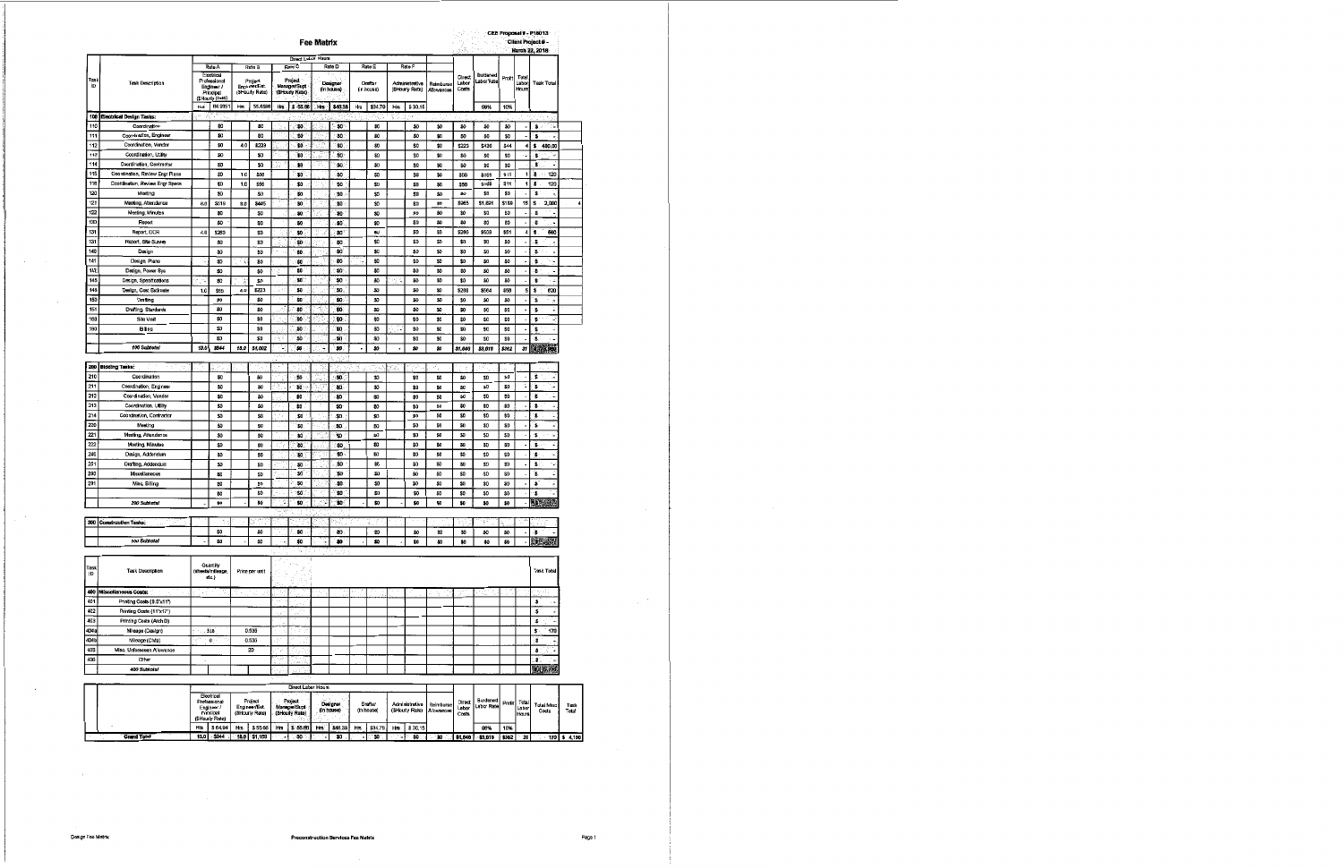CEE Proposal # - P18013
Client Project # -
March 22, 2018

# Fee Matrix

| Task ID | Task Description | Rate A Electrical Professional Engineer / Principal ($Hourly Rate) Hrs | $64.9651 | Rate B Project Engineer/Sup. ($Hourly Rate) Hrs | $55.6586 | Rate C Project Manager/Supt ($Hourly Rate) Hrs | $55.66 | Rate D Designer (in house) Hrs | $48.38 | Rate E Drafter (in house) Hrs | $34.79 | Rate F Administrative ($Hourly Rate) Hrs | $30.15 | Reimbursed Allowances | Direct Labor Costs | Burdened Labor Rate 06% | Profit 10% | Total Labor Hours | Task Total |
|---|---|---|---|---|---|---|---|---|---|---|---|---|---|---|---|---|---|---|---|
| **100** | **Electrical Design Tasks:** | | | | | | | | | | | | | | | | | | |
| 110 | Coordination | | $0 | | $0 | | $0 | | $0 | | $0 | | $0 | $0 | $0 | $0 | $0 | - | $ - |
| 111 | Coordination, Engineer | | $0 | | $0 | | $0 | | $0 | | $0 | | $0 | $0 | $0 | $0 | $0 | - | $ - |
| 112 | Coordination, Vendor | | $0 | 4.0 | $223 | | $0 | | $0 | | $0 | | $0 | $0 | $223 | $436 | $44 | 4 | $ 480.00 |
| 113 | Coordination, Utility | | $0 | | $0 | | $0 | | $0 | | $0 | | $0 | $0 | $0 | $0 | $0 | - | $ - |
| 114 | Coordination, Contractor | | $0 | | $0 | | $0 | | $0 | | $0 | | $0 | $0 | $0 | $0 | $0 | - | $ - |
| 115 | Coordination, Review Engr Plans | | $0 | 1.0 | $56 | | $0 | | $0 | | $0 | | $0 | $0 | $56 | $109 | $11 | 1 | $ 120 |
| 116 | Coordination, Review Engr Specs | | $0 | 1.0 | $56 | | $0 | | $0 | | $0 | | $0 | $0 | $56 | $109 | $11 | 1 | $ 120 |
| 120 | Meeting | | $0 | | $0 | | $0 | | $0 | | $0 | | $0 | $0 | $0 | $0 | $0 | - | $ - |
| 121 | Meeting, Attendance | 6.0 | $519 | 8.0 | $445 | | $0 | | $0 | | $0 | | $0 | $0 | $965 | $1,891 | $189 | 16 | $ 2,080 |
| 122 | Meeting, Minutes | | $0 | | $0 | | $0 | | $0 | | $0 | | $0 | $0 | $0 | $0 | $0 | - | $ - |
| 130 | Report | | $0 | | $0 | | $0 | | $0 | | $0 | | $0 | $0 | $0 | $0 | $0 | - | $ - |
| 131 | Report, DCR | 4.0 | $260 | | $0 | | $0 | | $0 | | $0 | | $0 | $0 | $260 | $509 | $51 | 4 | $ 560 |
| 131 | Report, Site Survey | | $0 | | $0 | | $0 | | $0 | | $0 | | $0 | $0 | $0 | $0 | $0 | - | $ - |
| 140 | Design | | $0 | | $0 | | $0 | | $0 | | $0 | | $0 | $0 | $0 | $0 | $0 | - | $ - |
| 141 | Design, Plans | | $0 | | $0 | | $0 | | $0 | | $0 | | $0 | $0 | $0 | $0 | $0 | - | $ - |
| 142 | Design, Power Sys. | | $0 | | $0 | | $0 | | $0 | | $0 | | $0 | $0 | $0 | $0 | $0 | - | $ - |
| 143 | Design, Specifications | | $0 | | $0 | | $0 | | $0 | | $0 | | $0 | $0 | $0 | $0 | $0 | - | $ - |
| 145 | Design, Cost Estimate | 1.0 | $65 | 4.0 | $223 | | $0 | | $0 | | $0 | | $0 | $0 | $288 | $564 | $56 | 5 | $ 620 |
| 150 | Drafting | | $0 | | $0 | | $0 | | $0 | | $0 | | $0 | $0 | $0 | $0 | $0 | - | $ - |
| 151 | Drafting, Standards | | $0 | | $0 | | $0 | | $0 | | $0 | | $0 | $0 | $0 | $0 | $0 | - | $ - |
| 160 | Site Visit | | $0 | | $0 | | $0 | | $0 | | $0 | | $0 | $0 | $0 | $0 | $0 | - | $ - |
| 190 | Billing | | $0 | | $0 | | $0 | | $0 | | $0 | | $0 | $0 | $0 | $0 | $0 | - | $ - |
| | | | $0 | | $0 | | $0 | | $0 | | $0 | | $0 | $0 | $0 | $0 | $0 | - | $ - |
| | ***100 Subtotal*** | 13.0 | $844 | 18.0 | $1,002 | - | $0 | - | $0 | - | $0 | - | $0 | $0 | $1,846 | $3,619 | $362 | 31 | |
| **200** | **Bidding Tasks:** | | | | | | | | | | | | | | | | | | |
| 210 | Coordination | | $0 | | $0 | | $0 | | $0 | | $0 | | $0 | $0 | $0 | $0 | $0 | - | $ - |
| 211 | Coordination, Engineer | | $0 | | $0 | | $0 | | $0 | | $0 | | $0 | $0 | $0 | $0 | $0 | - | $ - |
| 212 | Coordination, Vendor | | $0 | | $0 | | $0 | | $0 | | $0 | | $0 | $0 | $0 | $0 | $0 | - | $ - |
| 213 | Coordination, Utility | | $0 | | $0 | | $0 | | $0 | | $0 | | $0 | $0 | $0 | $0 | $0 | - | $ - |
| 214 | Coordination, Contractor | | $0 | | $0 | | $0 | | $0 | | $0 | | $0 | $0 | $0 | $0 | $0 | - | $ - |
| 220 | Meeting | | $0 | | $0 | | $0 | | $0 | | $0 | | $0 | $0 | $0 | $0 | $0 | - | $ - |
| 221 | Meeting, Attendance | | $0 | | $0 | | $0 | | $0 | | $0 | | $0 | $0 | $0 | $0 | $0 | - | $ - |
| 222 | Meeting, Minutes | | $0 | | $0 | | $0 | | $0 | | $0 | | $0 | $0 | $0 | $0 | $0 | - | $ - |
| 240 | Design, Addendum | | $0 | | $0 | | $0 | | $0 | | $0 | | $0 | $0 | $0 | $0 | $0 | - | $ - |
| 251 | Drafting, Addendum | | $0 | | $0 | | $0 | | $0 | | $0 | | $0 | $0 | $0 | $0 | $0 | - | $ - |
| 290 | Miscellaneous | | $0 | | $0 | | $0 | | $0 | | $0 | | $0 | $0 | $0 | $0 | $0 | - | $ - |
| 291 | Misc, Billing | | $0 | | $0 | | $0 | | $0 | | $0 | | $0 | $0 | $0 | $0 | $0 | - | $ - |
| | | | $0 | | $0 | | $0 | | $0 | | $0 | | $0 | $0 | $0 | $0 | $0 | - | $ - |
| | ***200 Subtotal*** | - | $0 | - | $0 | - | $0 | - | $0 | - | $0 | - | $0 | $0 | $0 | $0 | $0 | - | |
| **300** | **Construction Tasks:** | | | | | | | | | | | | | | | | | | |
| | | | $0 | | $0 | | $0 | | $0 | | $0 | | $0 | $0 | $0 | $0 | $0 | - | $ - |
| | ***300 Subtotal*** | - | $0 | - | $0 | - | $0 | - | $0 | - | $0 | - | $0 | $0 | $0 | $0 | $0 | - | |

| Task ID | Task Description | Quantity (sheets/mileage, etc.) | Price per unit | Task Total |
|---|---|---|---|---|
| **400** | **Miscellaneous Costs:** | | | |
| 401 | Printing Costs (8.5"x11") | | | $ - |
| 402 | Printing Costs (11"x17") | | | $ - |
| 403 | Printing Costs (Arch D) | | | $ - |
| 404a | Mileage (Design) | 318 | 0.535 | $ 170 |
| 404b | Mileage (CMs) | 0 | 0.535 | $ - |
| 405 | Misc. Unforeseen Allowance | | 20 | $ - |
| 406 | Other | | | $ - |
| | ***400 Subtotal*** | | | |

| | Electrical Professional Engineer / Principal ($Hourly Rate) Hrs | $64.94 | Project Engineer/Sup. ($Hourly Rate) Hrs | $55.66 | Project Manager/Supt ($Hourly Rate) Hrs | $55.66 | Designer (in house) Hrs | $48.38 | Drafter (in house) Hrs | $34.79 | Administrative ($Hourly Rate) Hrs | $30.15 | Reimbursed Allowances | Direct Labor Costs | Burdened Labor Rate 06% | Profit 10% | Total Labor Hours | Total Misc Costs | Task Total |
|---|---|---|---|---|---|---|---|---|---|---|---|---|---|---|---|---|---|---|---|
| **Grand Total** | 13.0 | $844 | 18.0 | $1,002 | - | $0 | - | $0 | - | $0 | - | $0 | $0 | $1,846 | $3,619 | $362 | 31 | 170 | $ 4,150 |

Design Fee Matrix

Preconstruction Services Fee Matrix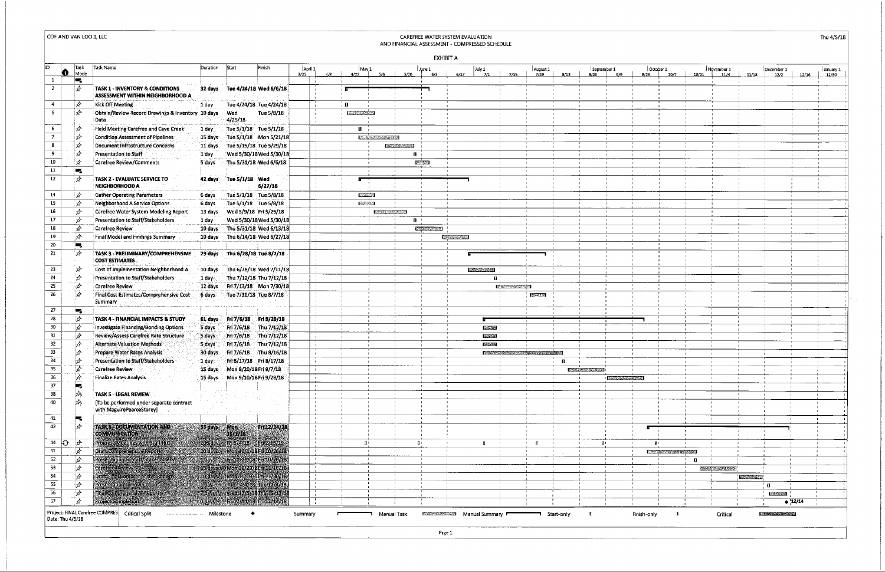COE AND VAN LOO II, LLC

CAREFREE WATER SYSTEM EVALUATION
AND FINANCIAL ASSESSMENT - COMPRESSED SCHEDULE

EXHIBIT A

Thu 4/5/18

| ID | Task Mode | Task Name | Duration | Start | Finish |
|---|---|---|---|---|---|
| 1 | | | | | |
| 2 | | **TASK 1 - INVENTORY & CONDITIONS ASSESSMENT WITHIN NEIGHBORHOOD A** | **32 days** | **Tue 4/24/18** | **Wed 6/6/18** |
| 4 | | Kick Off Meeting | 1 day | Tue 4/24/18 | Tue 4/24/18 |
| 5 | | Obtain/Review Record Drawings & Inventory Data | 10 days | Wed 4/25/18 | Tue 5/8/18 |
| 6 | | Field Meeting Carefree and Cave Creek | 1 day | Tue 5/1/18 | Tue 5/1/18 |
| 7 | | Condition Assessment of Pipelines | 15 days | Tue 5/1/18 | Mon 5/21/18 |
| 8 | | Document Infrastructure Concerns | 11 days | Tue 5/15/18 | Tue 5/29/18 |
| 9 | | Presentation to Staff | 1 day | Wed 5/30/18 | Wed 5/30/18 |
| 10 | | Carefree Review/Comments | 5 days | Thu 5/31/18 | Wed 6/6/18 |
| 11 | | | | | |
| 12 | | **TASK 2 - EVALUATE SERVICE TO NEIGHBORHOOD A** | **42 days** | **Tue 5/1/18** | **Wed 6/27/18** |
| 14 | | Gather Operating Parameters | 6 days | Tue 5/1/18 | Tue 5/8/18 |
| 15 | | Neighborhood A Service Options | 6 days | Tue 5/1/18 | Tue 5/8/18 |
| 16 | | Carefree Water System Modeling Report | 13 days | Wed 5/9/18 | Fri 5/25/18 |
| 17 | | Presentation to Staff/Stakeholders | 1 day | Wed 5/30/18 | Wed 5/30/18 |
| 18 | | Carefree Review | 10 days | Thu 5/31/18 | Wed 6/13/18 |
| 19 | | Final Model and Findings Summary | 10 days | Thu 6/14/18 | Wed 6/27/18 |
| 20 | | | | | |
| 21 | | **TASK 3 - PRELIMINARY/COMPREHENSIVE COST ESTIMATES** | **29 days** | **Thu 6/28/18** | **Tue 8/7/18** |
| 23 | | Cost of Implementation Neighborhood A | 10 days | Thu 6/28/18 | Wed 7/11/18 |
| 24 | | Presentation to Staff/Stakeholders | 1 day | Thu 7/12/18 | Thu 7/12/18 |
| 25 | | Carefree Review | 12 days | Fri 7/13/18 | Mon 7/30/18 |
| 26 | | Final Cost Estimates/Comprehensive Cost Summary | 6 days | Tue 7/31/18 | Tue 8/7/18 |
| 27 | | | | | |
| 28 | | **TASK 4 - FINANCIAL IMPACTS & STUDY** | **61 days** | **Fri 7/6/18** | **Fri 9/28/18** |
| 30 | | Investigate Financing/Bonding Options | 5 days | Fri 7/6/18 | Thu 7/12/18 |
| 31 | | Review/Assess Carefree Rate Structure | 5 days | Fri 7/6/18 | Thu 7/12/18 |
| 32 | | Alternate Valuation Methods | 5 days | Fri 7/6/18 | Thu 7/12/18 |
| 33 | | Prepare Water Rates Analysis | 30 days | Fri 7/6/18 | Thu 8/16/18 |
| 34 | | Presentation to Staff/Stakeholders | 1 day | Fri 8/17/18 | Fri 8/17/18 |
| 35 | | Carefree Review | 15 days | Mon 8/20/18 | Fri 9/7/18 |
| 36 | | Finalize Rates Analysis | 15 days | Mon 9/10/18 | Fri 9/28/18 |
| 37 | | | | | |
| 38 | | **TASK 5 - LEGAL REVIEW** | | | |
| 40 | | [To be performed under separate contract with MaguirePearceStorey] | | | |
| 41 | | | | | |
| 42 | | **TASK 6 - DOCUMENTATION AND COMMUNICATION** | **55 days** | **Mon 10/1/18** | **Fri 12/14/18** |
| 44 | | Progress Meetings with Staff (6) | 206 days | Fri 5/4/18 | Fri 2/15/19 |
| 51 | | Draft Comprehensive Report | 20 days | Mon 10/1/18 | Fri 10/26/18 |
| 52 | | Presentation to Staff/Stakeholders | 1 day | Fri 10/26/18 | Fri 10/26/18 |
| 53 | | Carefree Review | 15 days | Mon 10/29/18 | Fri 11/16/18 |
| 54 | | Draft Final Comprehensive Report | 10 days | Mon 11/19/18 | Fri 11/30/18 |
| 55 | | Presentation to Town Council | 1 day | Tue 12/4/18 | Tue 12/4/18 |
| 56 | | Finalize Comprehensive Report | 7 days | Wed 12/5/18 | Thu 12/13/18 |
| 57 | | Project Completion | 0 days | Fri 12/14/18 | Fri 12/14/18 |

April 1, 3/25, 4/8, 4/22, May 1, 5/6, 5/20, June 1, 6/3, 6/17, July 1, 7/1, 7/15, 7/29, August 1, 8/12, 8/26, September 1, 9/9, 9/23, October 1, 10/7, 10/21, November 1, 11/4, 11/18, December 1, 12/2, 12/16, January 1, 12/30

12/14

Project: FINAL Carefree COMPRES
Date: Thu 4/5/18

Legend: Critical Split, Milestone, Summary, Manual Task, Manual Summary, Start-only, Finish-only, Critical